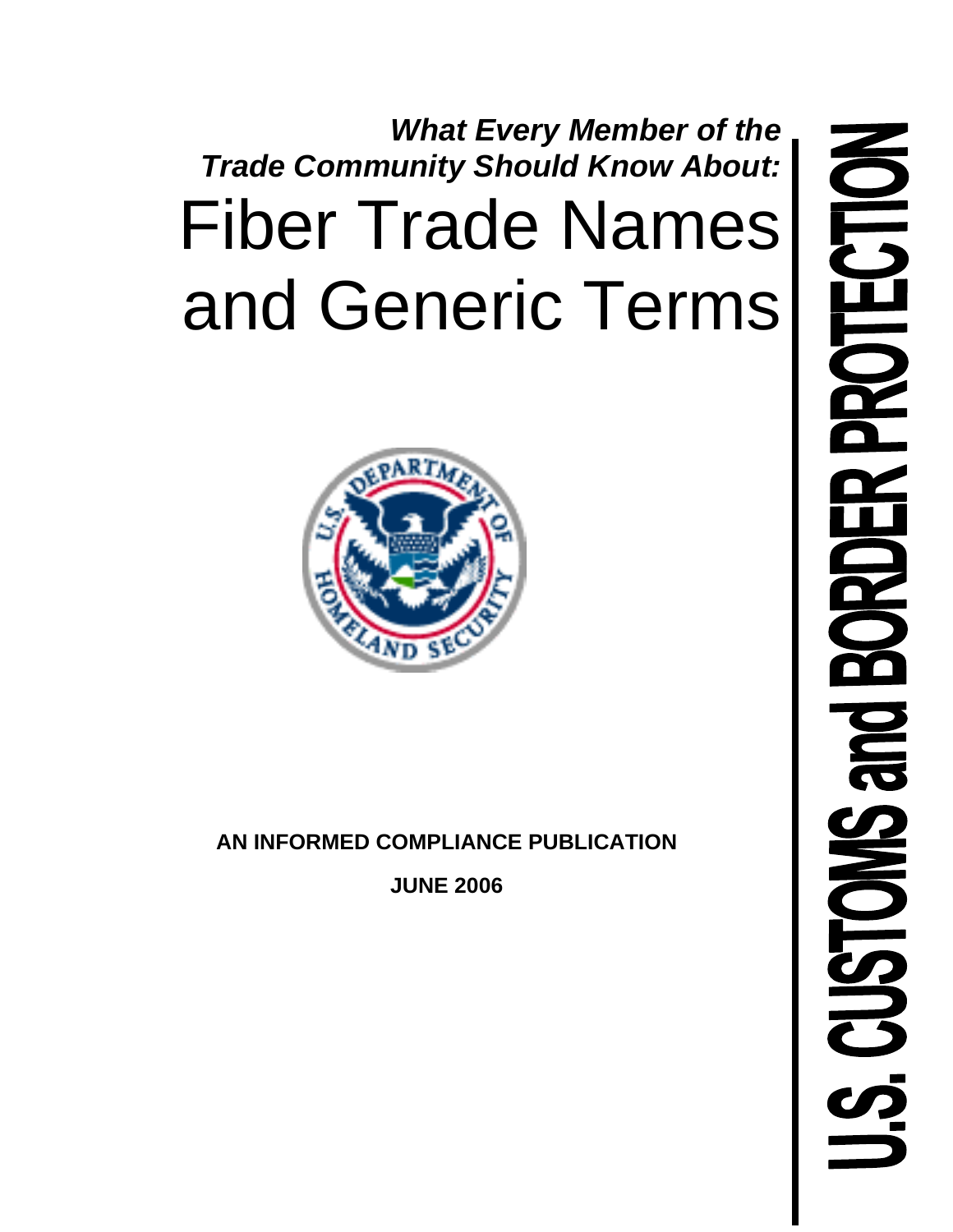***What Every Member of the Trade Community Should Know About:***

# Fiber Trade Names and Generic Terms

**AN INFORMED COMPLIANCE PUBLICATION**

**JUNE 2006**

**U.S. CUSTOMS and BORDER PROTECTION**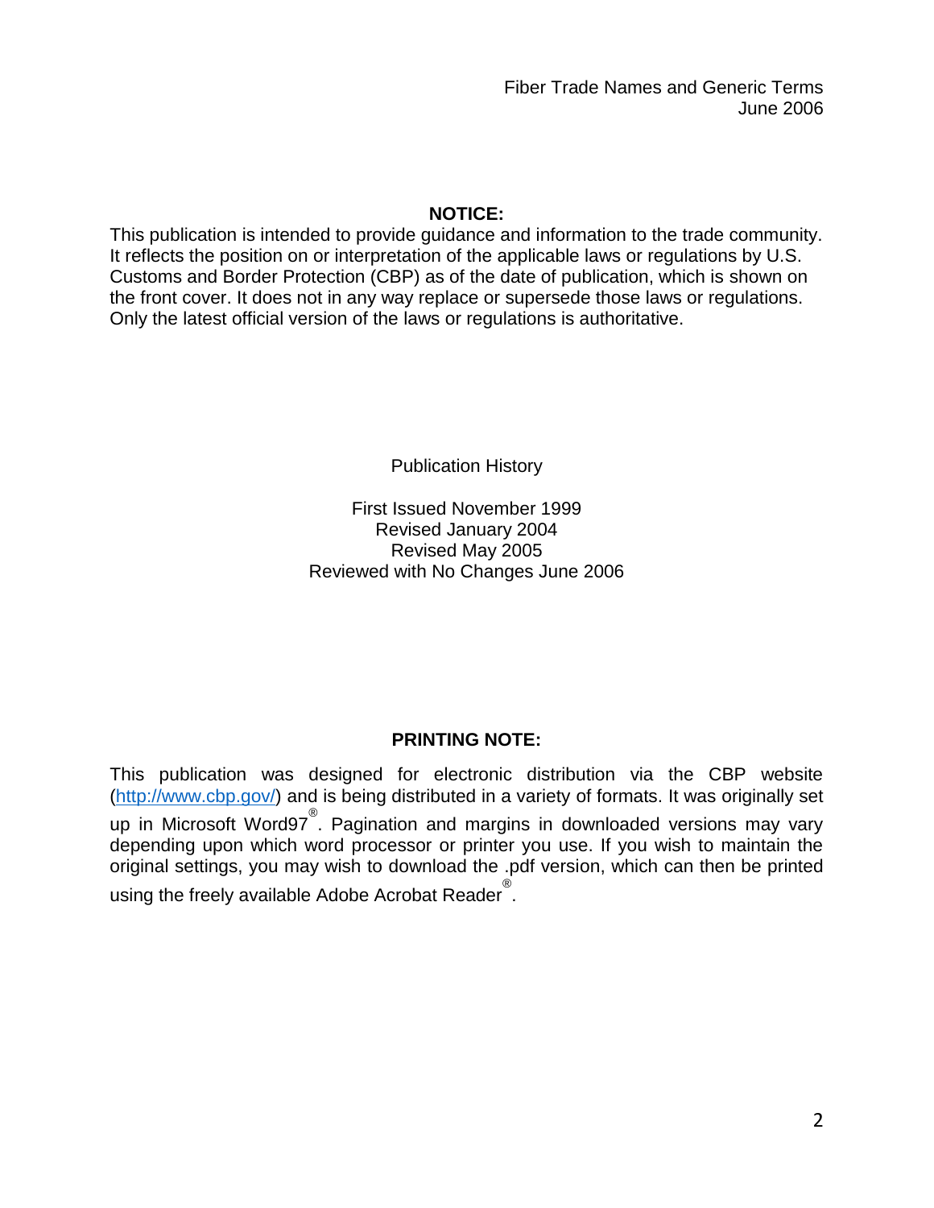**NOTICE:**

This publication is intended to provide guidance and information to the trade community. It reflects the position on or interpretation of the applicable laws or regulations by U.S. Customs and Border Protection (CBP) as of the date of publication, which is shown on the front cover. It does not in any way replace or supersede those laws or regulations. Only the latest official version of the laws or regulations is authoritative.

Publication History

First Issued November 1999
Revised January 2004
Revised May 2005
Reviewed with No Changes June 2006

**PRINTING NOTE:**

This publication was designed for electronic distribution via the CBP website (http://www.cbp.gov/) and is being distributed in a variety of formats. It was originally set up in Microsoft Word97®. Pagination and margins in downloaded versions may vary depending upon which word processor or printer you use. If you wish to maintain the original settings, you may wish to download the .pdf version, which can then be printed using the freely available Adobe Acrobat Reader®.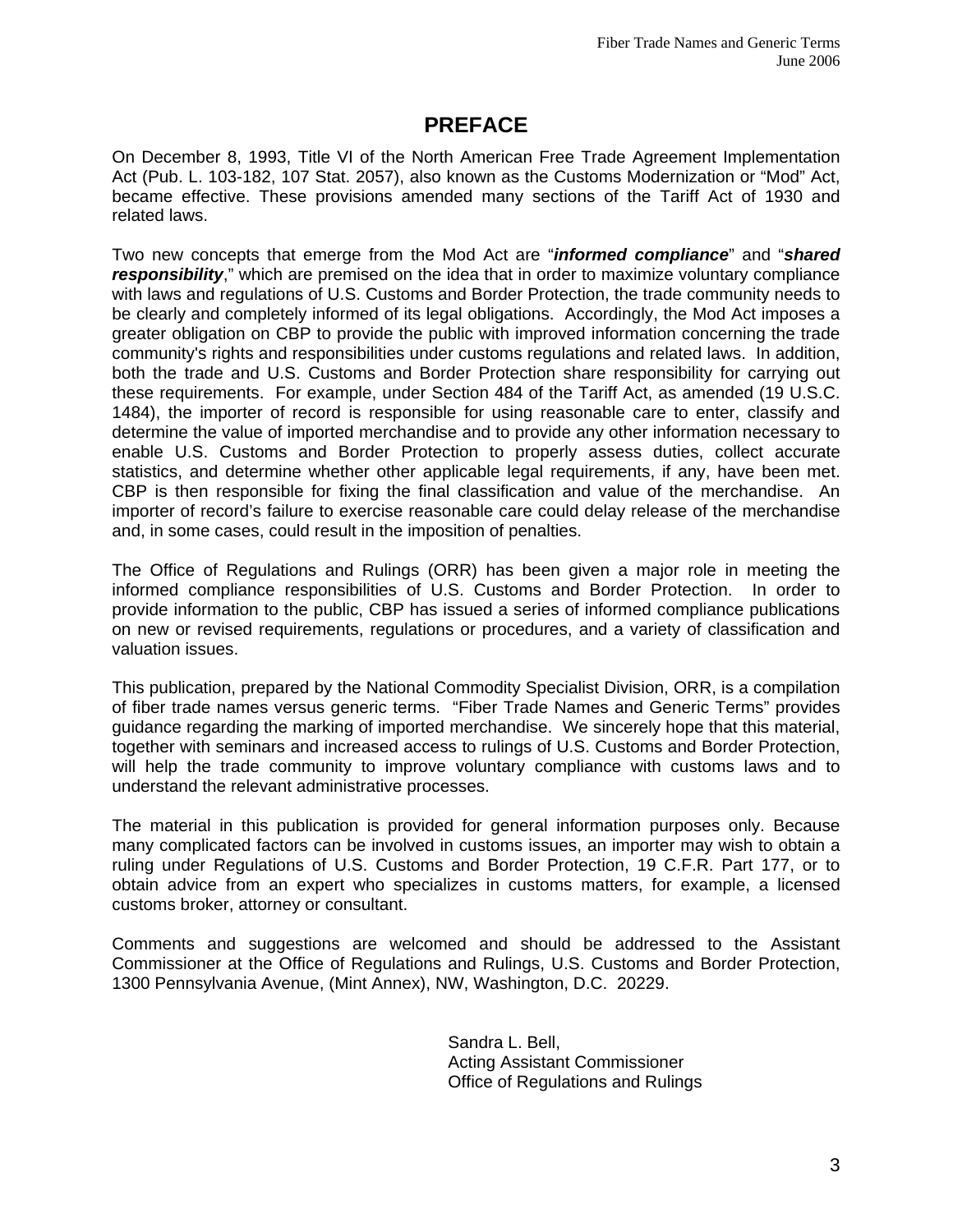# PREFACE

On December 8, 1993, Title VI of the North American Free Trade Agreement Implementation Act (Pub. L. 103-182, 107 Stat. 2057), also known as the Customs Modernization or "Mod" Act, became effective. These provisions amended many sections of the Tariff Act of 1930 and related laws.

Two new concepts that emerge from the Mod Act are "***informed compliance***" and "***shared responsibility***," which are premised on the idea that in order to maximize voluntary compliance with laws and regulations of U.S. Customs and Border Protection, the trade community needs to be clearly and completely informed of its legal obligations. Accordingly, the Mod Act imposes a greater obligation on CBP to provide the public with improved information concerning the trade community's rights and responsibilities under customs regulations and related laws. In addition, both the trade and U.S. Customs and Border Protection share responsibility for carrying out these requirements. For example, under Section 484 of the Tariff Act, as amended (19 U.S.C. 1484), the importer of record is responsible for using reasonable care to enter, classify and determine the value of imported merchandise and to provide any other information necessary to enable U.S. Customs and Border Protection to properly assess duties, collect accurate statistics, and determine whether other applicable legal requirements, if any, have been met. CBP is then responsible for fixing the final classification and value of the merchandise. An importer of record's failure to exercise reasonable care could delay release of the merchandise and, in some cases, could result in the imposition of penalties.

The Office of Regulations and Rulings (ORR) has been given a major role in meeting the informed compliance responsibilities of U.S. Customs and Border Protection. In order to provide information to the public, CBP has issued a series of informed compliance publications on new or revised requirements, regulations or procedures, and a variety of classification and valuation issues.

This publication, prepared by the National Commodity Specialist Division, ORR, is a compilation of fiber trade names versus generic terms. "Fiber Trade Names and Generic Terms" provides guidance regarding the marking of imported merchandise. We sincerely hope that this material, together with seminars and increased access to rulings of U.S. Customs and Border Protection, will help the trade community to improve voluntary compliance with customs laws and to understand the relevant administrative processes.

The material in this publication is provided for general information purposes only. Because many complicated factors can be involved in customs issues, an importer may wish to obtain a ruling under Regulations of U.S. Customs and Border Protection, 19 C.F.R. Part 177, or to obtain advice from an expert who specializes in customs matters, for example, a licensed customs broker, attorney or consultant.

Comments and suggestions are welcomed and should be addressed to the Assistant Commissioner at the Office of Regulations and Rulings, U.S. Customs and Border Protection, 1300 Pennsylvania Avenue, (Mint Annex), NW, Washington, D.C. 20229.

Sandra L. Bell,
Acting Assistant Commissioner
Office of Regulations and Rulings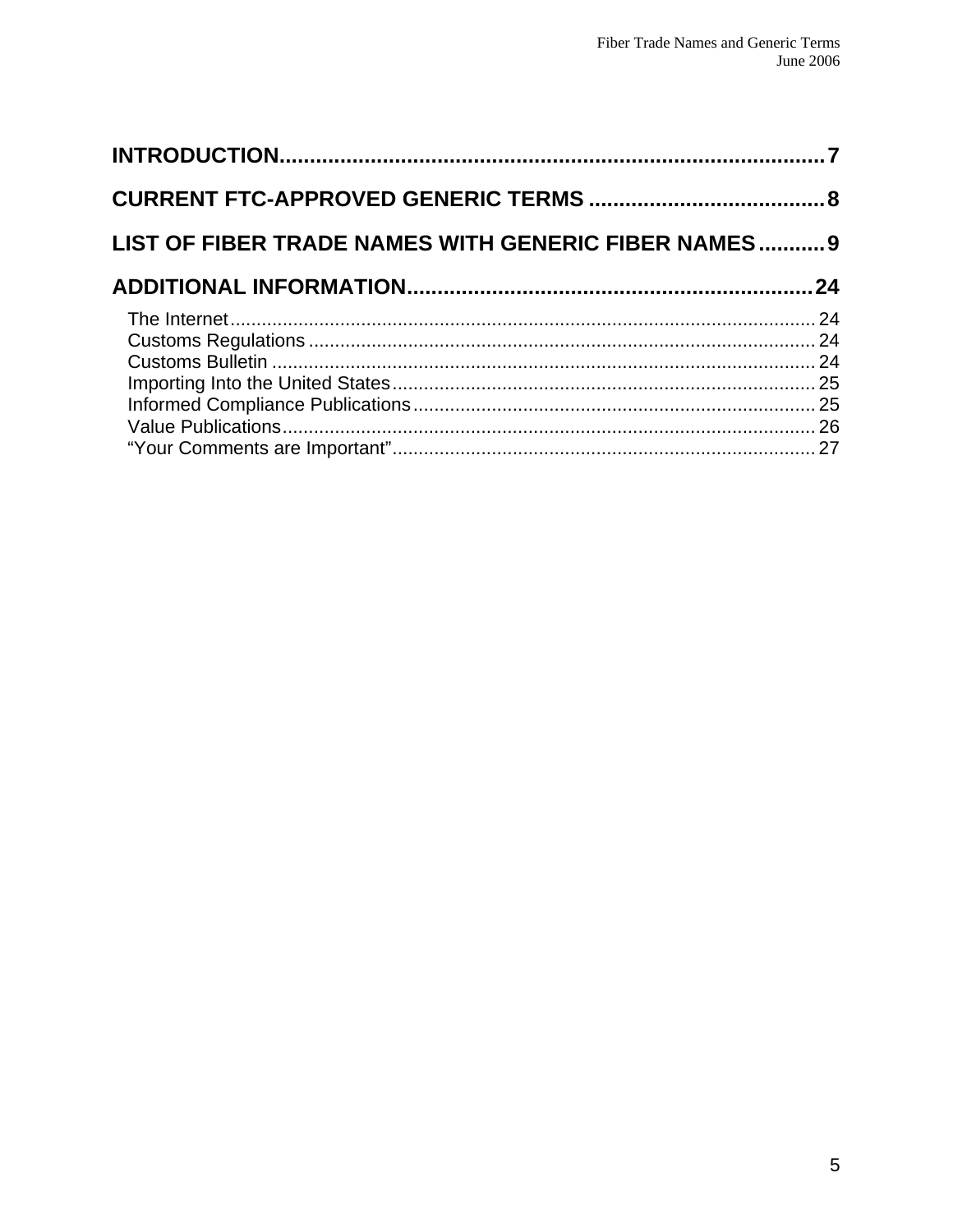**INTRODUCTION** .......... 7

**CURRENT FTC-APPROVED GENERIC TERMS** .......... 8

**LIST OF FIBER TRADE NAMES WITH GENERIC FIBER NAMES** .......... 9

**ADDITIONAL INFORMATION** .......... 24

- The Internet .......... 24
- Customs Regulations .......... 24
- Customs Bulletin .......... 24
- Importing Into the United States .......... 25
- Informed Compliance Publications .......... 25
- Value Publications .......... 26
- “Your Comments are Important” .......... 27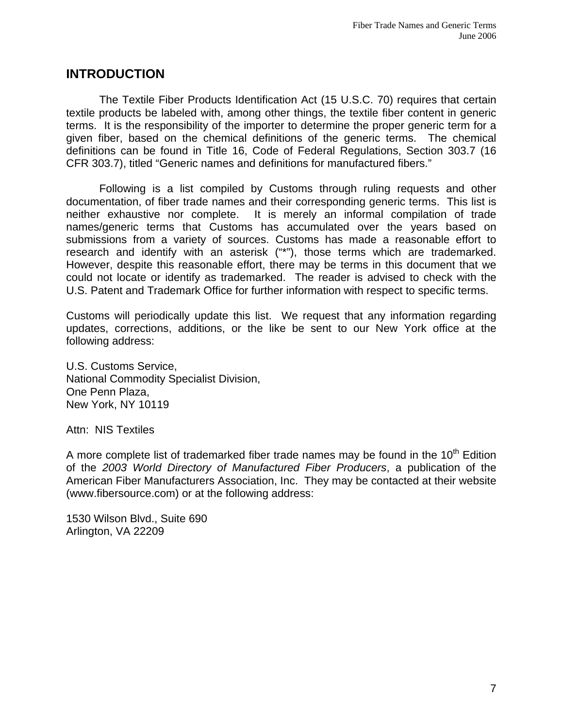## INTRODUCTION

The Textile Fiber Products Identification Act (15 U.S.C. 70) requires that certain textile products be labeled with, among other things, the textile fiber content in generic terms. It is the responsibility of the importer to determine the proper generic term for a given fiber, based on the chemical definitions of the generic terms. The chemical definitions can be found in Title 16, Code of Federal Regulations, Section 303.7 (16 CFR 303.7), titled "Generic names and definitions for manufactured fibers."

Following is a list compiled by Customs through ruling requests and other documentation, of fiber trade names and their corresponding generic terms. This list is neither exhaustive nor complete. It is merely an informal compilation of trade names/generic terms that Customs has accumulated over the years based on submissions from a variety of sources. Customs has made a reasonable effort to research and identify with an asterisk ("*"), those terms which are trademarked. However, despite this reasonable effort, there may be terms in this document that we could not locate or identify as trademarked. The reader is advised to check with the U.S. Patent and Trademark Office for further information with respect to specific terms.

Customs will periodically update this list. We request that any information regarding updates, corrections, additions, or the like be sent to our New York office at the following address:

U.S. Customs Service,  
National Commodity Specialist Division,  
One Penn Plaza,  
New York, NY 10119

Attn: NIS Textiles

A more complete list of trademarked fiber trade names may be found in the 10th Edition of the *2003 World Directory of Manufactured Fiber Producers*, a publication of the American Fiber Manufacturers Association, Inc. They may be contacted at their website (www.fibersource.com) or at the following address:

1530 Wilson Blvd., Suite 690  
Arlington, VA 22209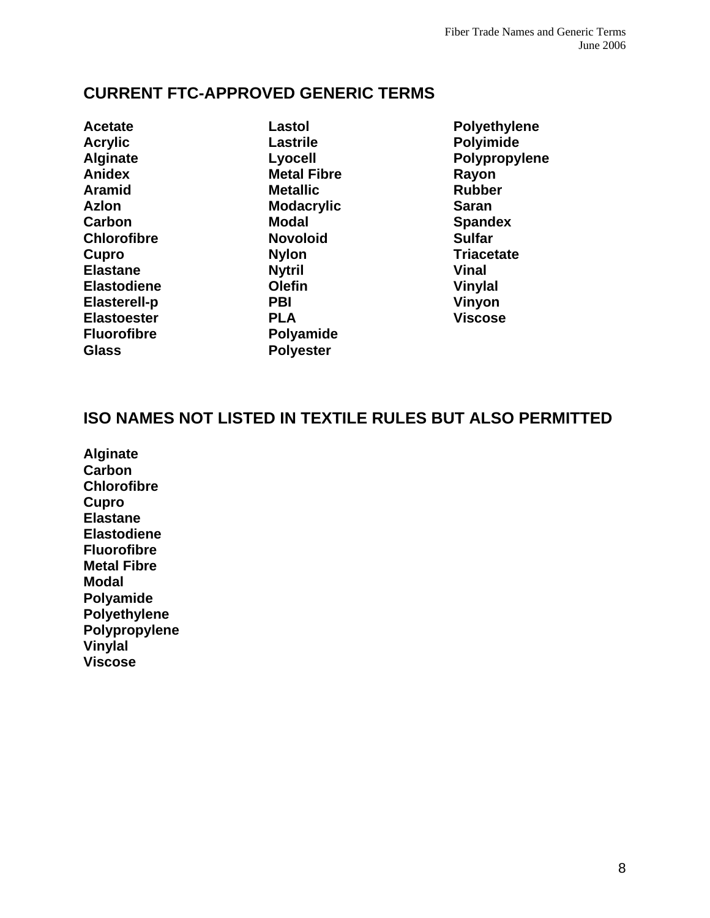## CURRENT FTC-APPROVED GENERIC TERMS

**Acetate**
**Acrylic**
**Alginate**
**Anidex**
**Aramid**
**Azlon**
**Carbon**
**Chlorofibre**
**Cupro**
**Elastane**
**Elastodiene**
**Elasterell-p**
**Elastoester**
**Fluorofibre**
**Glass**
**Lastol**
**Lastrile**
**Lyocell**
**Metal Fibre**
**Metallic**
**Modacrylic**
**Modal**
**Novoloid**
**Nylon**
**Nytril**
**Olefin**
**PBI**
**PLA**
**Polyamide**
**Polyester**
**Polyethylene**
**Polyimide**
**Polypropylene**
**Rayon**
**Rubber**
**Saran**
**Spandex**
**Sulfar**
**Triacetate**
**Vinal**
**Vinylal**
**Vinyon**
**Viscose**

## ISO NAMES NOT LISTED IN TEXTILE RULES BUT ALSO PERMITTED

**Alginate**
**Carbon**
**Chlorofibre**
**Cupro**
**Elastane**
**Elastodiene**
**Fluorofibre**
**Metal Fibre**
**Modal**
**Polyamide**
**Polyethylene**
**Polypropylene**
**Vinylal**
**Viscose**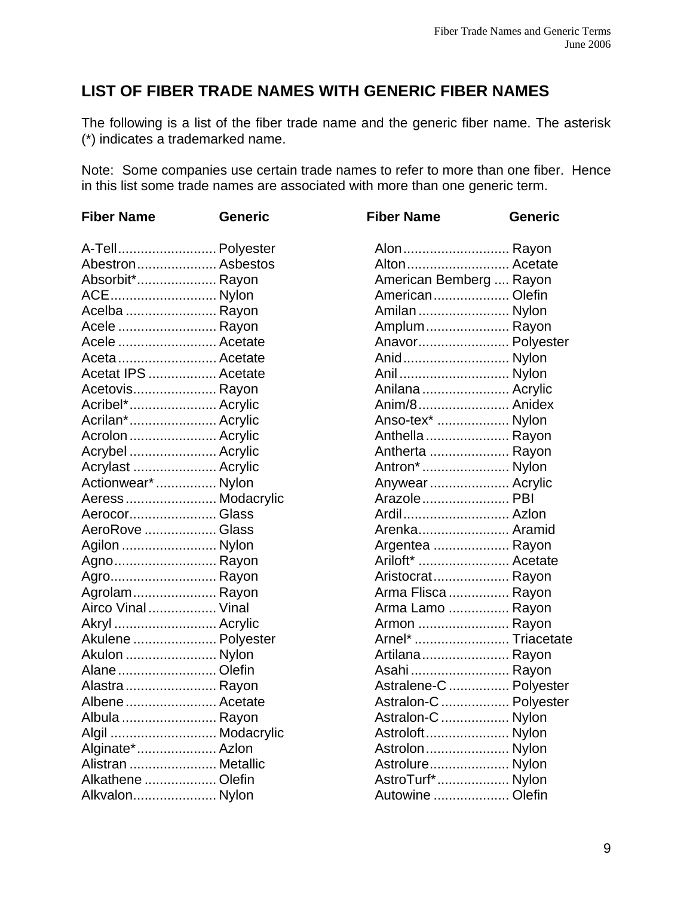## LIST OF FIBER TRADE NAMES WITH GENERIC FIBER NAMES

The following is a list of the fiber trade name and the generic fiber name. The asterisk (*) indicates a trademarked name.

Note: Some companies use certain trade names to refer to more than one fiber. Hence in this list some trade names are associated with more than one generic term.

| Fiber Name | Generic |
|---|---|
| A-Tell | Polyester |
| Abestron | Asbestos |
| Absorbit* | Rayon |
| ACE | Nylon |
| Acelba | Rayon |
| Acele | Rayon |
| Acele | Acetate |
| Aceta | Acetate |
| Acetat IPS | Acetate |
| Acetovis | Rayon |
| Acribel* | Acrylic |
| Acrilan* | Acrylic |
| Acrolon | Acrylic |
| Acrybel | Acrylic |
| Acrylast | Acrylic |
| Actionwear* | Nylon |
| Aeress | Modacrylic |
| Aerocor | Glass |
| AeroRove | Glass |
| Agilon | Nylon |
| Agno | Rayon |
| Agro | Rayon |
| Agrolam | Rayon |
| Airco Vinal | Vinal |
| Akryl | Acrylic |
| Akulene | Polyester |
| Akulon | Nylon |
| Alane | Olefin |
| Alastra | Rayon |
| Albene | Acetate |
| Albula | Rayon |
| Algil | Modacrylic |
| Alginate* | Azlon |
| Alistran | Metallic |
| Alkathene | Olefin |
| Alkvalon | Nylon |
| Alon | Rayon |
| Alton | Acetate |
| American Bemberg | Rayon |
| American | Olefin |
| Amilan | Nylon |
| Amplum | Rayon |
| Anavor | Polyester |
| Anid | Nylon |
| Anil | Nylon |
| Anilana | Acrylic |
| Anim/8 | Anidex |
| Anso-tex* | Nylon |
| Anthella | Rayon |
| Antherta | Rayon |
| Antron* | Nylon |
| Anywear | Acrylic |
| Arazole | PBI |
| Ardil | Azlon |
| Arenka | Aramid |
| Argentea | Rayon |
| Ariloft* | Acetate |
| Aristocrat | Rayon |
| Arma Flisca | Rayon |
| Arma Lamo | Rayon |
| Armon | Rayon |
| Arnel* | Triacetate |
| Artilana | Rayon |
| Asahi | Rayon |
| Astralene-C | Polyester |
| Astralon-C | Polyester |
| Astralon-C | Nylon |
| Astroloft | Nylon |
| Astrolon | Nylon |
| Astrolure | Nylon |
| AstroTurf* | Nylon |
| Autowine | Olefin |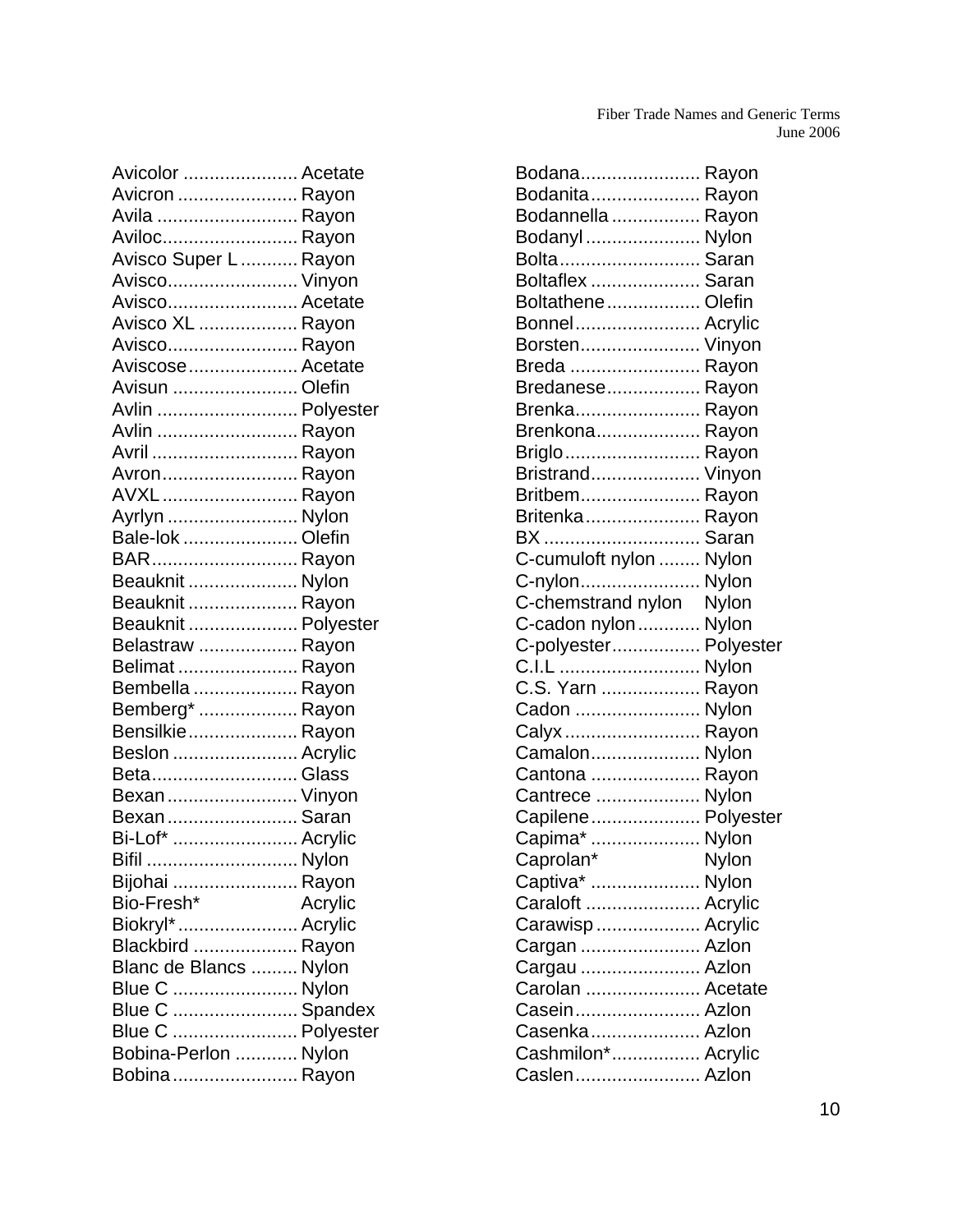| Trade Name | Generic Term |
| --- | --- |
| Avicolor | Acetate |
| Avicron | Rayon |
| Avila | Rayon |
| Aviloc | Rayon |
| Avisco Super L | Rayon |
| Avisco | Vinyon |
| Avisco | Acetate |
| Avisco XL | Rayon |
| Avisco | Rayon |
| Aviscose | Acetate |
| Avisun | Olefin |
| Avlin | Polyester |
| Avlin | Rayon |
| Avril | Rayon |
| Avron | Rayon |
| AVXL | Rayon |
| Ayrlyn | Nylon |
| Bale-lok | Olefin |
| BAR | Rayon |
| Beauknit | Nylon |
| Beauknit | Rayon |
| Beauknit | Polyester |
| Belastraw | Rayon |
| Belimat | Rayon |
| Bembella | Rayon |
| Bemberg* | Rayon |
| Bensilkie | Rayon |
| Beslon | Acrylic |
| Beta | Glass |
| Bexan | Vinyon |
| Bexan | Saran |
| Bi-Lof* | Acrylic |
| Bifil | Nylon |
| Bijohai | Rayon |
| Bio-Fresh* | Acrylic |
| Biokryl* | Acrylic |
| Blackbird | Rayon |
| Blanc de Blancs | Nylon |
| Blue C | Nylon |
| Blue C | Spandex |
| Blue C | Polyester |
| Bobina-Perlon | Nylon |
| Bobina | Rayon |
| Bodana | Rayon |
| Bodanita | Rayon |
| Bodannella | Rayon |
| Bodanyl | Nylon |
| Bolta | Saran |
| Boltaflex | Saran |
| Boltathene | Olefin |
| Bonnel | Acrylic |
| Borsten | Vinyon |
| Breda | Rayon |
| Bredanese | Rayon |
| Brenka | Rayon |
| Brenkona | Rayon |
| Briglo | Rayon |
| Bristrand | Vinyon |
| Britbem | Rayon |
| Britenka | Rayon |
| BX | Saran |
| C-cumuloft nylon | Nylon |
| C-nylon | Nylon |
| C-chemstrand nylon | Nylon |
| C-cadon nylon | Nylon |
| C-polyester | Polyester |
| C.I.L | Nylon |
| C.S. Yarn | Rayon |
| Cadon | Nylon |
| Calyx | Rayon |
| Camalon | Nylon |
| Cantona | Rayon |
| Cantrece | Nylon |
| Capilene | Polyester |
| Capima* | Nylon |
| Caprolan* | Nylon |
| Captiva* | Nylon |
| Caraloft | Acrylic |
| Carawisp | Acrylic |
| Cargan | Azlon |
| Cargau | Azlon |
| Carolan | Acetate |
| Casein | Azlon |
| Casenka | Azlon |
| Cashmilon* | Acrylic |
| Caslen | Azlon |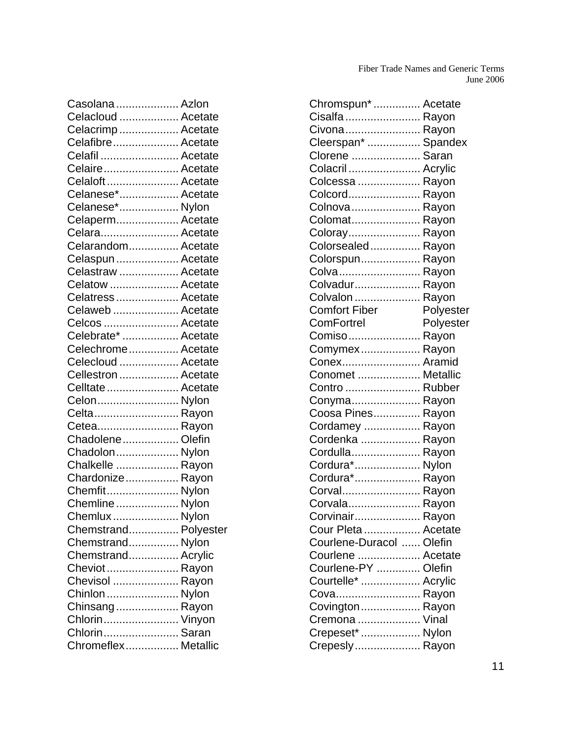Casolana .................... Azlon
Celacloud ................... Acetate
Celacrimp ................... Acetate
Celafibre..................... Acetate
Celafil ......................... Acetate
Celaire........................ Acetate
Celaloft ....................... Acetate
Celanese*................... Acetate
Celanese*................... Nylon
Celaperm.................... Acetate
Celara......................... Acetate
Celarandom................ Acetate
Celaspun .................... Acetate
Celastraw ................... Acetate
Celatow ...................... Acetate
Celatress .................... Acetate
Celaweb ..................... Acetate
Celcos ........................ Acetate
Celebrate* .................. Acetate
Celechrome................ Acetate
Celecloud ................... Acetate
Cellestron ................... Acetate
Celltate ....................... Acetate
Celon.......................... Nylon
Celta........................... Rayon
Cetea.......................... Rayon
Chadolene.................. Olefin
Chadolon.................... Nylon
Chalkelle .................... Rayon
Chardonize................. Rayon
Chemfit....................... Nylon
Chemline .................... Nylon
Chemlux ..................... Nylon
Chemstrand................ Polyester
Chemstrand................ Nylon
Chemstrand................ Acrylic
Cheviot ....................... Rayon
Chevisol ..................... Rayon
Chinlon ....................... Nylon
Chinsang .................... Rayon
Chlorin........................ Vinyon
Chlorin........................ Saran
Chromeflex................. Metallic
Chromspun* ............... Acetate
Cisalfa ........................ Rayon
Civona........................ Rayon
Cleerspan* ................. Spandex
Clorene ...................... Saran
Colacril ....................... Acrylic
Colcessa .................... Rayon
Colcord....................... Rayon
Colnova...................... Rayon
Colomat...................... Rayon
Coloray....................... Rayon
Colorsealed ................ Rayon
Colorspun................... Rayon
Colva.......................... Rayon
Colvadur..................... Rayon
Colvalon ..................... Rayon
Comfort Fiber Polyester
ComFortrel Polyester
Comiso....................... Rayon
Comymex................... Rayon
Conex......................... Aramid
Conomet .................... Metallic
Contro ........................ Rubber
Conyma...................... Rayon
Coosa Pines............... Rayon
Cordamey .................. Rayon
Cordenka ................... Rayon
Cordulla...................... Rayon
Cordura*..................... Nylon
Cordura*..................... Rayon
Corval......................... Rayon
Corvala....................... Rayon
Corvinair..................... Rayon
Cour Pleta .................. Acetate
Courlene-Duracol ...... Olefin
Courlene .................... Acetate
Courlene-PY .............. Olefin
Courtelle* ................... Acrylic
Cova........................... Rayon
Covington................... Rayon
Cremona .................... Vinal
Crepeset* ................... Nylon
Crepesly..................... Rayon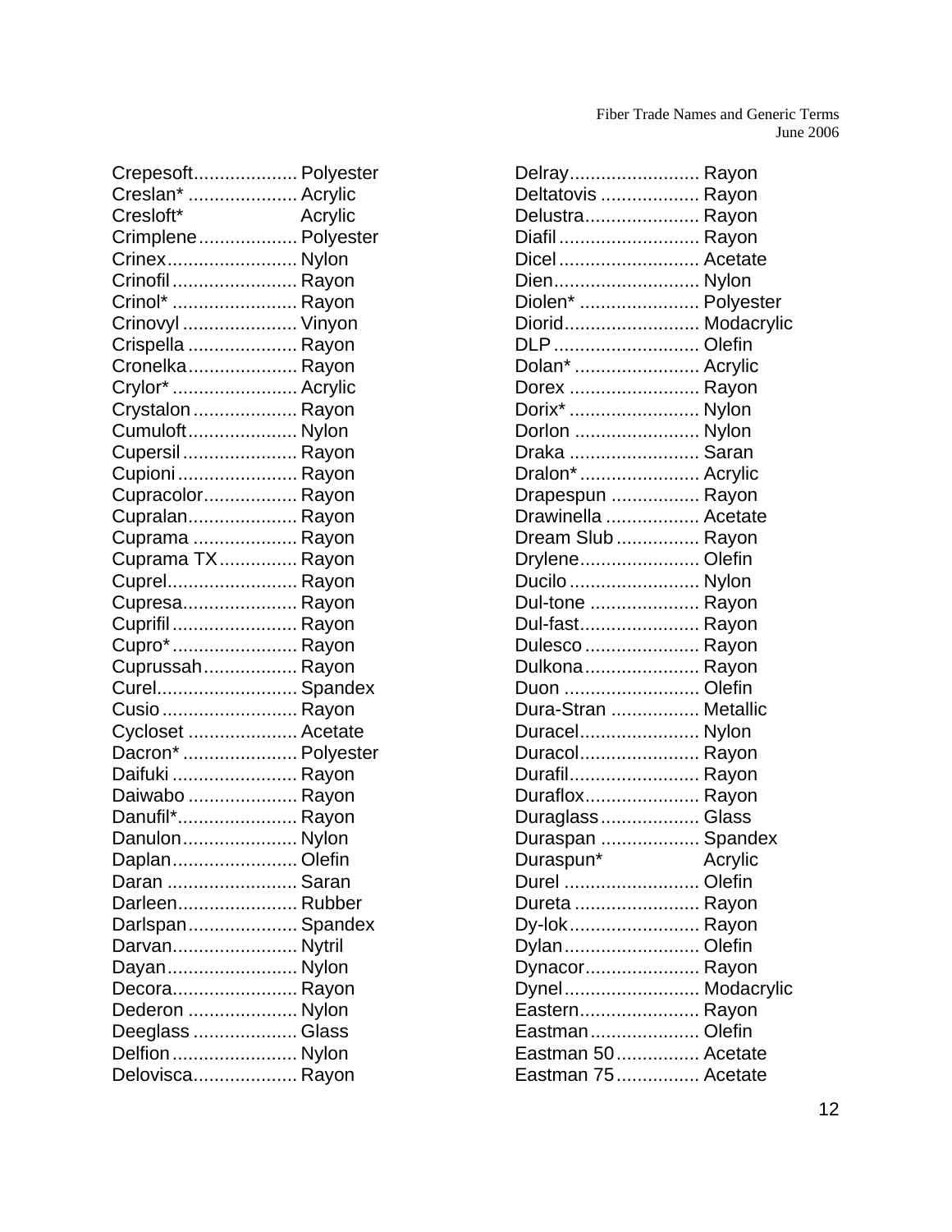| Trade Name | Generic Term |
|---|---|
| Crepesoft | Polyester |
| Creslan* | Acrylic |
| Cresloft* | Acrylic |
| Crimplene | Polyester |
| Crinex | Nylon |
| Crinofil | Rayon |
| Crinol* | Rayon |
| Crinovyl | Vinyon |
| Crispella | Rayon |
| Cronelka | Rayon |
| Crylor* | Acrylic |
| Crystalon | Rayon |
| Cumuloft | Nylon |
| Cupersil | Rayon |
| Cupioni | Rayon |
| Cupracolor | Rayon |
| Cupralan | Rayon |
| Cuprama | Rayon |
| Cuprama TX | Rayon |
| Cuprel | Rayon |
| Cupresa | Rayon |
| Cuprifil | Rayon |
| Cupro* | Rayon |
| Cuprussah | Rayon |
| Curel | Spandex |
| Cusio | Rayon |
| Cycloset | Acetate |
| Dacron* | Polyester |
| Daifuki | Rayon |
| Daiwabo | Rayon |
| Danufil* | Rayon |
| Danulon | Nylon |
| Daplan | Olefin |
| Daran | Saran |
| Darleen | Rubber |
| Darlspan | Spandex |
| Darvan | Nytril |
| Dayan | Nylon |
| Decora | Rayon |
| Dederon | Nylon |
| Deeglass | Glass |
| Delfion | Nylon |
| Delovisca | Rayon |
| Delray | Rayon |
| Deltatovis | Rayon |
| Delustra | Rayon |
| Diafil | Rayon |
| Dicel | Acetate |
| Dien | Nylon |
| Diolen* | Polyester |
| Diorid | Modacrylic |
| DLP | Olefin |
| Dolan* | Acrylic |
| Dorex | Rayon |
| Dorix* | Nylon |
| Dorlon | Nylon |
| Draka | Saran |
| Dralon* | Acrylic |
| Drapespun | Rayon |
| Drawinella | Acetate |
| Dream Slub | Rayon |
| Drylene | Olefin |
| Ducilo | Nylon |
| Dul-tone | Rayon |
| Dul-fast | Rayon |
| Dulesco | Rayon |
| Dulkona | Rayon |
| Duon | Olefin |
| Dura-Stran | Metallic |
| Duracel | Nylon |
| Duracol | Rayon |
| Durafil | Rayon |
| Duraflox | Rayon |
| Duraglass | Glass |
| Duraspan | Spandex |
| Duraspun* | Acrylic |
| Durel | Olefin |
| Dureta | Rayon |
| Dy-lok | Rayon |
| Dylan | Olefin |
| Dynacor | Rayon |
| Dynel | Modacrylic |
| Eastern | Rayon |
| Eastman | Olefin |
| Eastman 50 | Acetate |
| Eastman 75 | Acetate |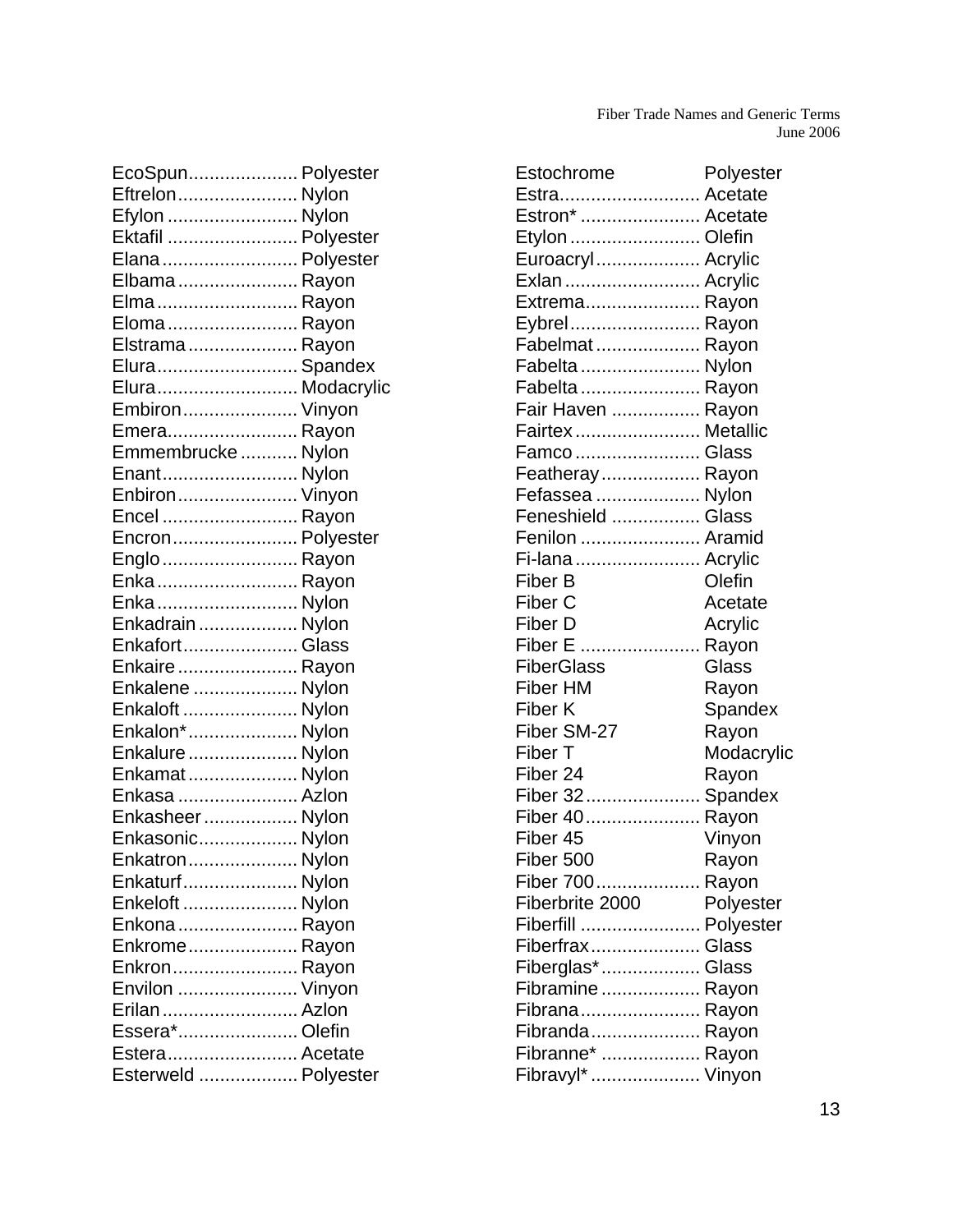| Trade Name | Generic Term |
|---|---|
| EcoSpun | Polyester |
| Eftrelon | Nylon |
| Efylon | Nylon |
| Ektafil | Polyester |
| Elana | Polyester |
| Elbama | Rayon |
| Elma | Rayon |
| Eloma | Rayon |
| Elstrama | Rayon |
| Elura | Spandex |
| Elura | Modacrylic |
| Embiron | Vinyon |
| Emera | Rayon |
| Emmembrucke | Nylon |
| Enant | Nylon |
| Enbiron | Vinyon |
| Encel | Rayon |
| Encron | Polyester |
| Englo | Rayon |
| Enka | Rayon |
| Enka | Nylon |
| Enkadrain | Nylon |
| Enkafort | Glass |
| Enkaire | Rayon |
| Enkalene | Nylon |
| Enkaloft | Nylon |
| Enkalon* | Nylon |
| Enkalure | Nylon |
| Enkamat | Nylon |
| Enkasa | Azlon |
| Enkasheer | Nylon |
| Enkasonic | Nylon |
| Enkatron | Nylon |
| Enkaturf | Nylon |
| Enkeloft | Nylon |
| Enkona | Rayon |
| Enkrome | Rayon |
| Enkron | Rayon |
| Envilon | Vinyon |
| Erilan | Azlon |
| Essera* | Olefin |
| Estera | Acetate |
| Esterweld | Polyester |
| Estochrome | Polyester |
| Estra | Acetate |
| Estron* | Acetate |
| Etylon | Olefin |
| Euroacryl | Acrylic |
| Exlan | Acrylic |
| Extrema | Rayon |
| Eybrel | Rayon |
| Fabelmat | Rayon |
| Fabelta | Nylon |
| Fabelta | Rayon |
| Fair Haven | Rayon |
| Fairtex | Metallic |
| Famco | Glass |
| Featheray | Rayon |
| Fefassea | Nylon |
| Feneshield | Glass |
| Fenilon | Aramid |
| Fi-lana | Acrylic |
| Fiber B | Olefin |
| Fiber C | Acetate |
| Fiber D | Acrylic |
| Fiber E | Rayon |
| FiberGlass | Glass |
| Fiber HM | Rayon |
| Fiber K | Spandex |
| Fiber SM-27 | Rayon |
| Fiber T | Modacrylic |
| Fiber 24 | Rayon |
| Fiber 32 | Spandex |
| Fiber 40 | Rayon |
| Fiber 45 | Vinyon |
| Fiber 500 | Rayon |
| Fiber 700 | Rayon |
| Fiberbrite 2000 | Polyester |
| Fiberfill | Polyester |
| Fiberfrax | Glass |
| Fiberglas* | Glass |
| Fibramine | Rayon |
| Fibrana | Rayon |
| Fibranda | Rayon |
| Fibranne* | Rayon |
| Fibravyl* | Vinyon |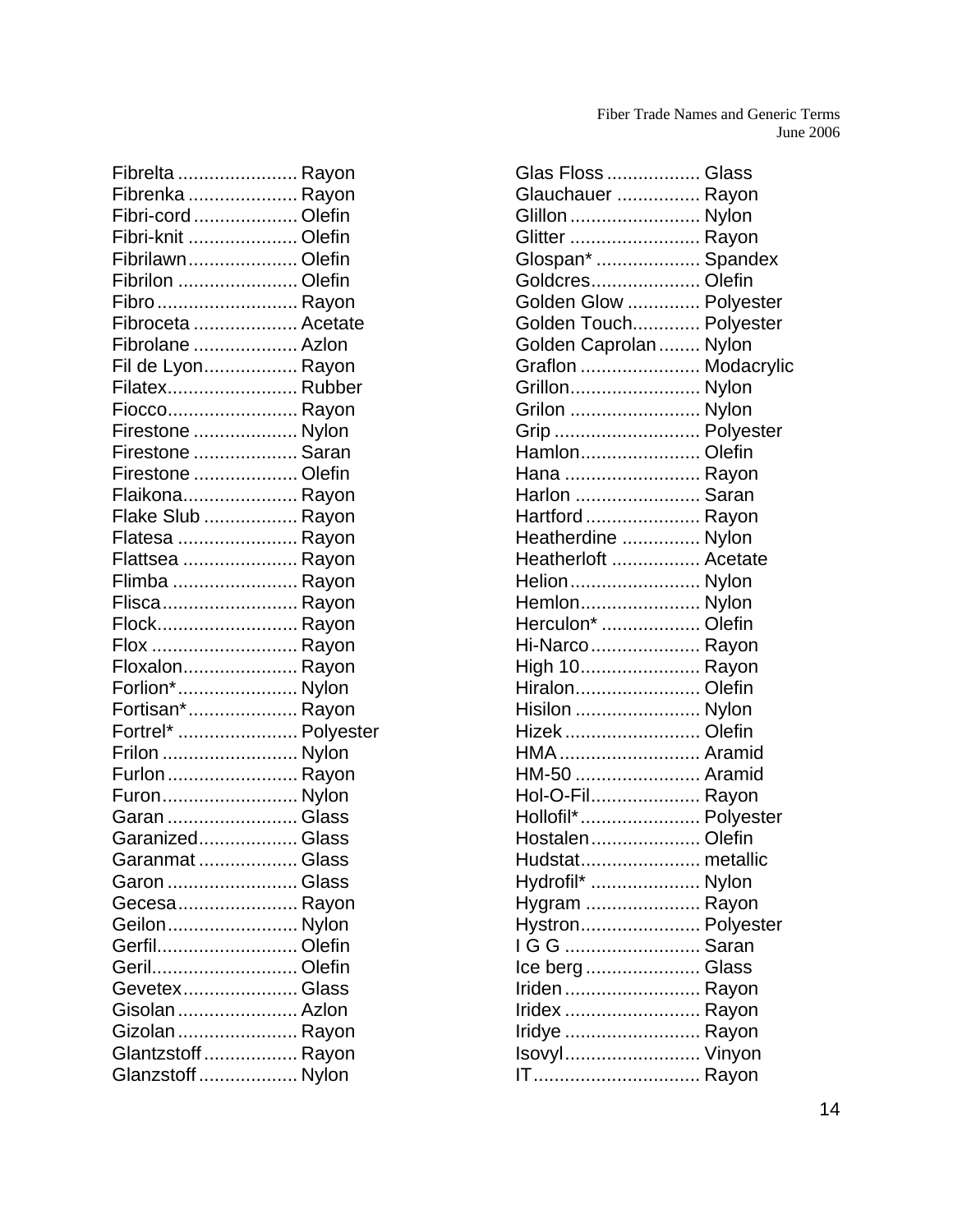| Trade Name | Generic Term |
|---|---|
| Fibrelta | Rayon |
| Fibrenka | Rayon |
| Fibri-cord | Olefin |
| Fibri-knit | Olefin |
| Fibrilawn | Olefin |
| Fibrilon | Olefin |
| Fibro | Rayon |
| Fibroceta | Acetate |
| Fibrolane | Azlon |
| Fil de Lyon | Rayon |
| Filatex | Rubber |
| Fiocco | Rayon |
| Firestone | Nylon |
| Firestone | Saran |
| Firestone | Olefin |
| Flaikona | Rayon |
| Flake Slub | Rayon |
| Flatesa | Rayon |
| Flattsea | Rayon |
| Flimba | Rayon |
| Flisca | Rayon |
| Flock | Rayon |
| Flox | Rayon |
| Floxalon | Rayon |
| Forlion* | Nylon |
| Fortisan* | Rayon |
| Fortrel* | Polyester |
| Frilon | Nylon |
| Furlon | Rayon |
| Furon | Nylon |
| Garan | Glass |
| Garanized | Glass |
| Garanmat | Glass |
| Garon | Glass |
| Gecesa | Rayon |
| Geilon | Nylon |
| Gerfil | Olefin |
| Geril | Olefin |
| Gevetex | Glass |
| Gisolan | Azlon |
| Gizolan | Rayon |
| Glantzstoff | Rayon |
| Glanzstoff | Nylon |
| Glas Floss | Glass |
| Glauchauer | Rayon |
| Glillon | Nylon |
| Glitter | Rayon |
| Glospan* | Spandex |
| Goldcres | Olefin |
| Golden Glow | Polyester |
| Golden Touch | Polyester |
| Golden Caprolan | Nylon |
| Graflon | Modacrylic |
| Grillon | Nylon |
| Grilon | Nylon |
| Grip | Polyester |
| Hamlon | Olefin |
| Hana | Rayon |
| Harlon | Saran |
| Hartford | Rayon |
| Heatherdine | Nylon |
| Heatherloft | Acetate |
| Helion | Nylon |
| Hemlon | Nylon |
| Herculon* | Olefin |
| Hi-Narco | Rayon |
| High 10 | Rayon |
| Hiralon | Olefin |
| Hisilon | Nylon |
| Hizek | Olefin |
| HMA | Aramid |
| HM-50 | Aramid |
| Hol-O-Fil | Rayon |
| Hollofil* | Polyester |
| Hostalen | Olefin |
| Hudstat | metallic |
| Hydrofil* | Nylon |
| Hygram | Rayon |
| Hystron | Polyester |
| I G G | Saran |
| Ice berg | Glass |
| Iriden | Rayon |
| Iridex | Rayon |
| Iridye | Rayon |
| Isovyl | Vinyon |
| IT | Rayon |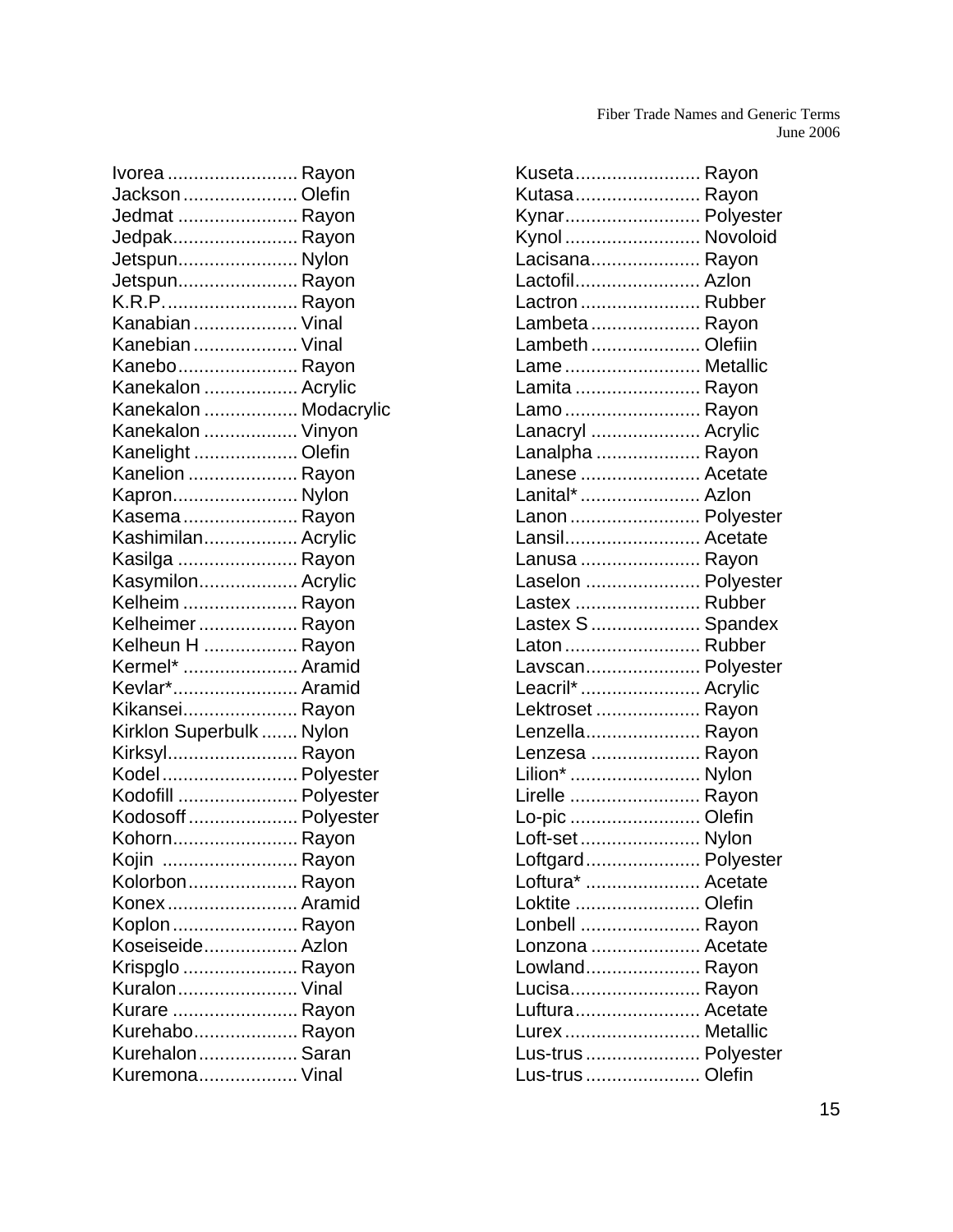Ivorea ......................... Rayon
Jackson ...................... Olefin
Jedmat ....................... Rayon
Jedpak........................ Rayon
Jetspun....................... Nylon
Jetspun....................... Rayon
K.R.P. ......................... Rayon
Kanabian .................... Vinal
Kanebian .................... Vinal
Kanebo....................... Rayon
Kanekalon .................. Acrylic
Kanekalon .................. Modacrylic
Kanekalon .................. Vinyon
Kanelight .................... Olefin
Kanelion ..................... Rayon
Kapron........................ Nylon
Kasema ...................... Rayon
Kashimilan.................. Acrylic
Kasilga ....................... Rayon
Kasymilon................... Acrylic
Kelheim ...................... Rayon
Kelheimer ................... Rayon
Kelheun H .................. Rayon
Kermel* ...................... Aramid
Kevlar*........................ Aramid
Kikansei...................... Rayon
Kirklon Superbulk ....... Nylon
Kirksyl......................... Rayon
Kodel .......................... Polyester
Kodofill ....................... Polyester
Kodosoff ..................... Polyester
Kohorn........................ Rayon
Kojin .......................... Rayon
Kolorbon..................... Rayon
Konex ......................... Aramid
Koplon ........................ Rayon
Koseiseide.................. Azlon
Krispglo ...................... Rayon
Kuralon....................... Vinal
Kurare ........................ Rayon
Kurehabo.................... Rayon
Kurehalon................... Saran
Kuremona................... Vinal
Kuseta ........................ Rayon
Kutasa ........................ Rayon
Kynar.......................... Polyester
Kynol .......................... Novoloid
Lacisana..................... Rayon
Lactofil........................ Azlon
Lactron ....................... Rubber
Lambeta ..................... Rayon
Lambeth ..................... Olefiin
Lame .......................... Metallic
Lamita ........................ Rayon
Lamo .......................... Rayon
Lanacryl ..................... Acrylic
Lanalpha .................... Rayon
Lanese ....................... Acetate
Lanital* ....................... Azlon
Lanon ......................... Polyester
Lansil.......................... Acetate
Lanusa ....................... Rayon
Laselon ...................... Polyester
Lastex ........................ Rubber
Lastex S ..................... Spandex
Laton .......................... Rubber
Lavscan...................... Polyester
Leacril* ....................... Acrylic
Lektroset .................... Rayon
Lenzella...................... Rayon
Lenzesa ..................... Rayon
Lilion* ......................... Nylon
Lirelle ......................... Rayon
Lo-pic ......................... Olefin
Loft-set ....................... Nylon
Loftgard...................... Polyester
Loftura* ...................... Acetate
Loktite ........................ Olefin
Lonbell ....................... Rayon
Lonzona ..................... Acetate
Lowland...................... Rayon
Lucisa......................... Rayon
Luftura........................ Acetate
Lurex .......................... Metallic
Lus-trus ...................... Polyester
Lus-trus ...................... Olefin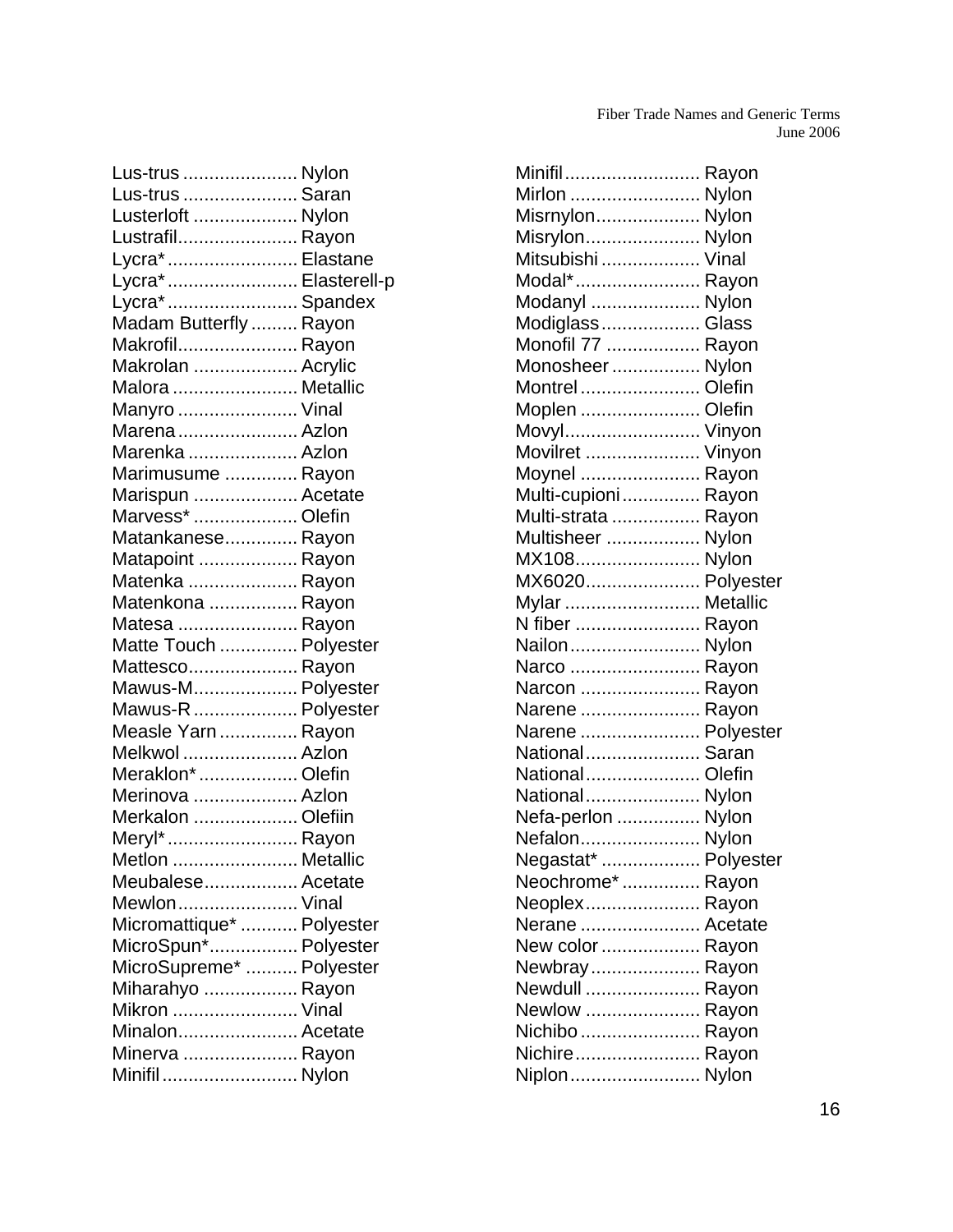Lus-trus ...................... Nylon
Lus-trus ...................... Saran
Lusterloft .................... Nylon
Lustrafil....................... Rayon
Lycra*......................... Elastane
Lycra*......................... Elasterell-p
Lycra*......................... Spandex
Madam Butterfly ......... Rayon
Makrofil....................... Rayon
Makrolan .................... Acrylic
Malora ........................ Metallic
Manyro ....................... Vinal
Marena ....................... Azlon
Marenka ..................... Azlon
Marimusume .............. Rayon
Marispun .................... Acetate
Marvess* .................... Olefin
Matankanese............. Rayon
Matapoint ................... Rayon
Matenka ..................... Rayon
Matenkona ................. Rayon
Matesa ....................... Rayon
Matte Touch ............... Polyester
Mattesco..................... Rayon
Mawus-M.................... Polyester
Mawus-R .................... Polyester
Measle Yarn ............... Rayon
Melkwol ...................... Azlon
Meraklon*................... Olefin
Merinova .................... Azlon
Merkalon .................... Olefiin
Meryl*......................... Rayon
Metlon ........................ Metallic
Meubalese.................. Acetate
Mewlon....................... Vinal
Micromattique* ........... Polyester
MicroSpun*................. Polyester
MicroSupreme* .......... Polyester
Miharahyo .................. Rayon
Mikron ........................ Vinal
Minalon....................... Acetate
Minerva ...................... Rayon
Minifil.......................... Nylon
Minifil.......................... Rayon
Mirlon ......................... Nylon
Misrnylon.................... Nylon
Misrylon...................... Nylon
Mitsubishi ................... Vinal
Modal*........................ Rayon
Modanyl ..................... Nylon
Modiglass................... Glass
Monofil 77 .................. Rayon
Monosheer ................. Nylon
Montrel ....................... Olefin
Moplen ....................... Olefin
Movyl.......................... Vinyon
Movilret ...................... Vinyon
Moynel ....................... Rayon
Multi-cupioni............... Rayon
Multi-strata ................. Rayon
Multisheer .................. Nylon
MX108........................ Nylon
MX6020...................... Polyester
Mylar .......................... Metallic
N fiber ........................ Rayon
Nailon......................... Nylon
Narco ......................... Rayon
Narcon ....................... Rayon
Narene ....................... Rayon
Narene ....................... Polyester
National...................... Saran
National...................... Olefin
National...................... Nylon
Nefa-perlon ................ Nylon
Nefalon....................... Nylon
Negastat* ................... Polyester
Neochrome* ............... Rayon
Neoplex...................... Rayon
Nerane ....................... Acetate
New color ................... Rayon
Newbray..................... Rayon
Newdull ...................... Rayon
Newlow ...................... Rayon
Nichibo ....................... Rayon
Nichire........................ Rayon
Niplon......................... Nylon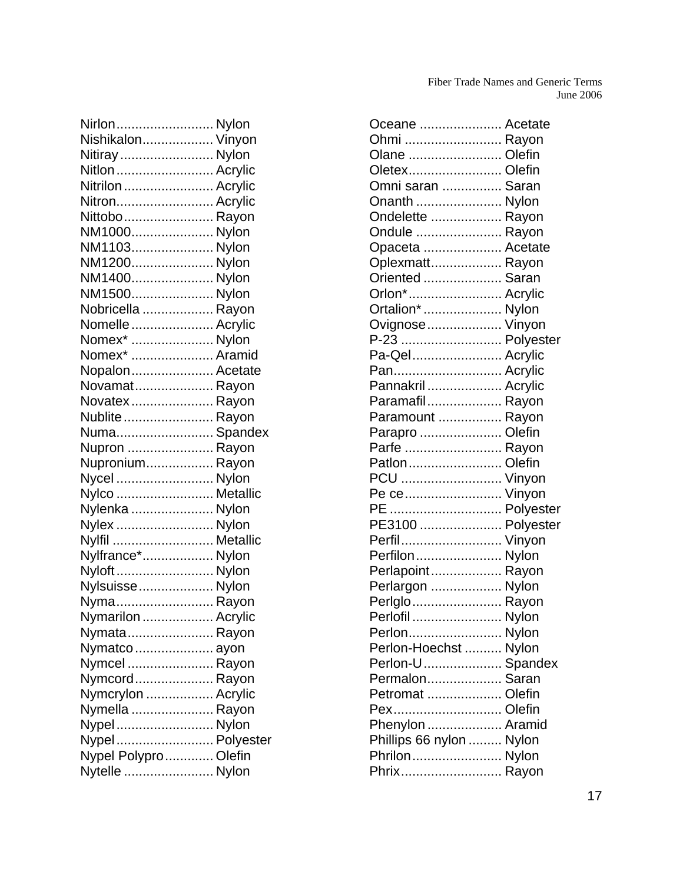Nirlon.......................... Nylon
Nishikalon................... Vinyon
Nitiray......................... Nylon
Nitlon.......................... Acrylic
Nitrilon........................ Acrylic
Nitron.......................... Acrylic
Nittobo........................ Rayon
NM1000...................... Nylon
NM1103...................... Nylon
NM1200...................... Nylon
NM1400...................... Nylon
NM1500...................... Nylon
Nobricella ................... Rayon
Nomelle...................... Acrylic
Nomex* ...................... Nylon
Nomex* ...................... Aramid
Nopalon...................... Acetate
Novamat..................... Rayon
Novatex...................... Rayon
Nublite........................ Rayon
Numa.......................... Spandex
Nupron ....................... Rayon
Nupronium.................. Rayon
Nycel .......................... Nylon
Nylco .......................... Metallic
Nylenka ...................... Nylon
Nylex .......................... Nylon
Nylfil ........................... Metallic
Nylfrance*................... Nylon
Nyloft.......................... Nylon
Nylsuisse.................... Nylon
Nyma.......................... Rayon
Nymarilon................... Acrylic
Nymata....................... Rayon
Nymatco..................... ayon
Nymcel ....................... Rayon
Nymcord..................... Rayon
Nymcrylon .................. Acrylic
Nymella ...................... Rayon
Nypel.......................... Nylon
Nypel.......................... Polyester
Nypel Polypro............. Olefin
Nytelle ........................ Nylon
Oceane ...................... Acetate
Ohmi .......................... Rayon
Olane ......................... Olefin
Oletex......................... Olefin
Omni saran ................ Saran
Onanth ....................... Nylon
Ondelette ................... Rayon
Ondule ....................... Rayon
Opaceta ..................... Acetate
Oplexmatt................... Rayon
Oriented ..................... Saran
Orlon*......................... Acrylic
Ortalion*..................... Nylon
Ovignose.................... Vinyon
P-23 ........................... Polyester
Pa-Qel........................ Acrylic
Pan............................. Acrylic
Pannakril.................... Acrylic
Paramafil.................... Rayon
Paramount ................. Rayon
Parapro ...................... Olefin
Parfe .......................... Rayon
Patlon......................... Olefin
PCU ........................... Vinyon
Pe ce.......................... Vinyon
PE .............................. Polyester
PE3100 ...................... Polyester
Perfil........................... Vinyon
Perfilon....................... Nylon
Perlapoint................... Rayon
Perlargon ................... Nylon
Perlglo........................ Rayon
Perlofil........................ Nylon
Perlon......................... Nylon
Perlon-Hoechst .......... Nylon
Perlon-U..................... Spandex
Permalon.................... Saran
Petromat .................... Olefin
Pex............................. Olefin
Phenylon.................... Aramid
Phillips 66 nylon ......... Nylon
Phrilon........................ Nylon
Phrix........................... Rayon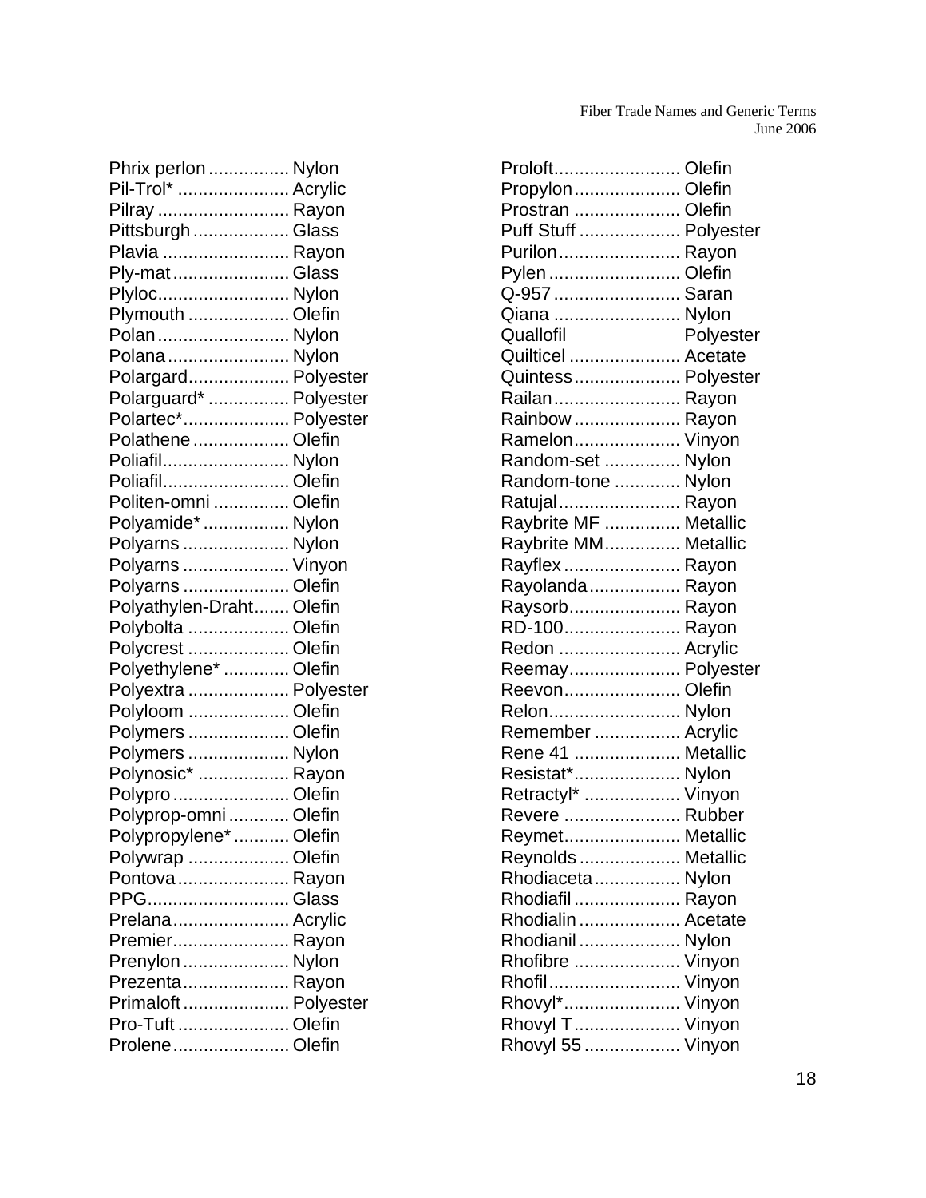| Trade Name | Generic Term |
|---|---|
| Phrix perlon | Nylon |
| Pil-Trol* | Acrylic |
| Pilray | Rayon |
| Pittsburgh | Glass |
| Plavia | Rayon |
| Ply-mat | Glass |
| Plyloc | Nylon |
| Plymouth | Olefin |
| Polan | Nylon |
| Polana | Nylon |
| Polargard | Polyester |
| Polarguard* | Polyester |
| Polartec* | Polyester |
| Polathene | Olefin |
| Poliafil | Nylon |
| Poliafil | Olefin |
| Politen-omni | Olefin |
| Polyamide* | Nylon |
| Polyarns | Nylon |
| Polyarns | Vinyon |
| Polyarns | Olefin |
| Polyathylen-Draht | Olefin |
| Polybolta | Olefin |
| Polycrest | Olefin |
| Polyethylene* | Olefin |
| Polyextra | Polyester |
| Polyloom | Olefin |
| Polymers | Olefin |
| Polymers | Nylon |
| Polynosic* | Rayon |
| Polypro | Olefin |
| Polyprop-omni | Olefin |
| Polypropylene* | Olefin |
| Polywrap | Olefin |
| Pontova | Rayon |
| PPG | Glass |
| Prelana | Acrylic |
| Premier | Rayon |
| Prenylon | Nylon |
| Prezenta | Rayon |
| Primaloft | Polyester |
| Pro-Tuft | Olefin |
| Prolene | Olefin |
| Proloft | Olefin |
| Propylon | Olefin |
| Prostran | Olefin |
| Puff Stuff | Polyester |
| Purilon | Rayon |
| Pylen | Olefin |
| Q-957 | Saran |
| Qiana | Nylon |
| Quallofil | Polyester |
| Quilticel | Acetate |
| Quintess | Polyester |
| Railan | Rayon |
| Rainbow | Rayon |
| Ramelon | Vinyon |
| Random-set | Nylon |
| Random-tone | Nylon |
| Ratujal | Rayon |
| Raybrite MF | Metallic |
| Raybrite MM | Metallic |
| Rayflex | Rayon |
| Rayolanda | Rayon |
| Raysorb | Rayon |
| RD-100 | Rayon |
| Redon | Acrylic |
| Reemay | Polyester |
| Reevon | Olefin |
| Relon | Nylon |
| Remember | Acrylic |
| Rene 41 | Metallic |
| Resistat* | Nylon |
| Retractyl* | Vinyon |
| Revere | Rubber |
| Reymet | Metallic |
| Reynolds | Metallic |
| Rhodiaceta | Nylon |
| Rhodiafil | Rayon |
| Rhodialin | Acetate |
| Rhodianil | Nylon |
| Rhofibre | Vinyon |
| Rhofil | Vinyon |
| Rhovyl* | Vinyon |
| Rhovyl T | Vinyon |
| Rhovyl 55 | Vinyon |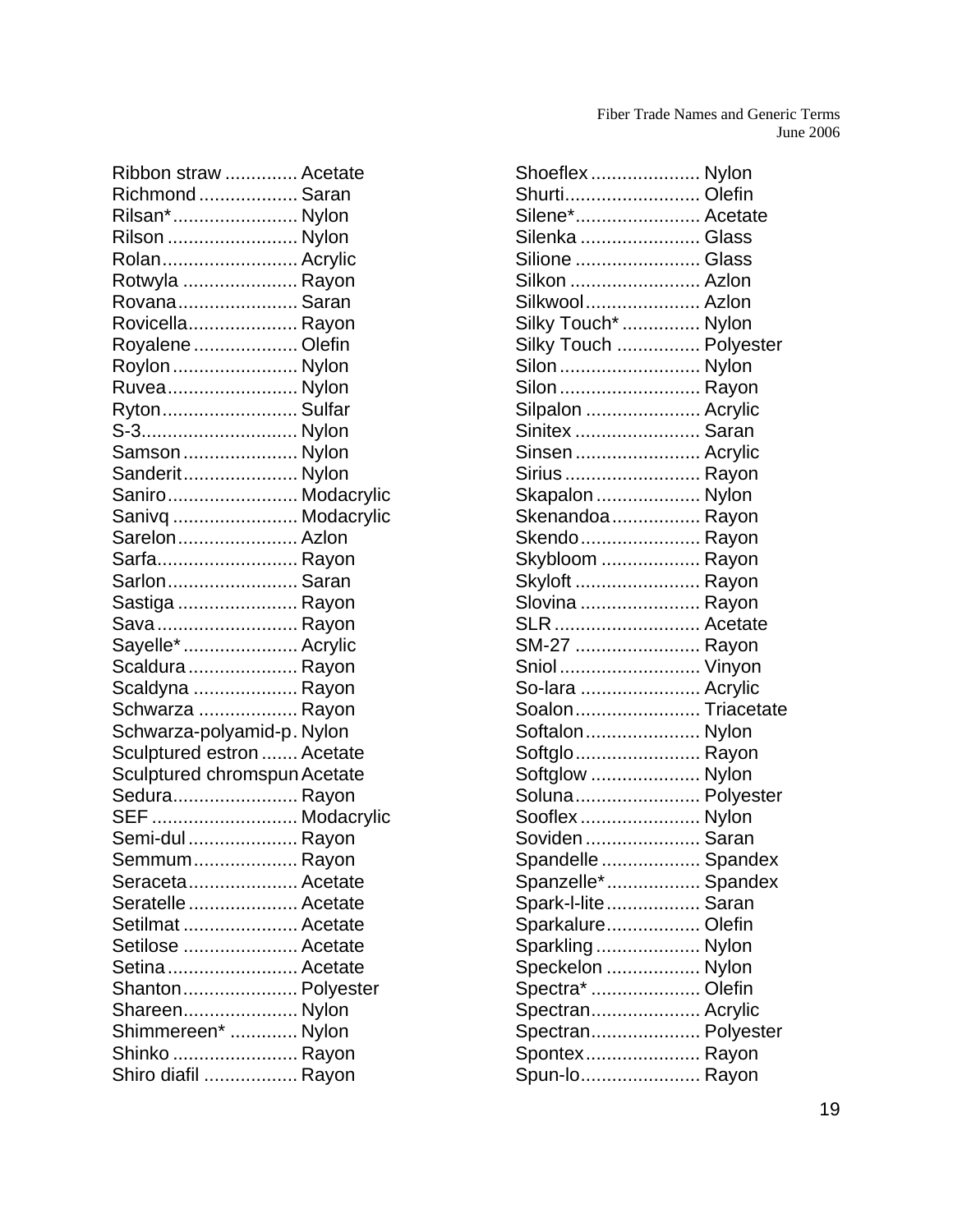| Trade Name | Generic Term |
|---|---|
| Ribbon straw | Acetate |
| Richmond | Saran |
| Rilsan* | Nylon |
| Rilson | Nylon |
| Rolan | Acrylic |
| Rotwyla | Rayon |
| Rovana | Saran |
| Rovicella | Rayon |
| Royalene | Olefin |
| Roylon | Nylon |
| Ruvea | Nylon |
| Ryton | Sulfar |
| S-3 | Nylon |
| Samson | Nylon |
| Sanderit | Nylon |
| Saniro | Modacrylic |
| Sanivq | Modacrylic |
| Sarelon | Azlon |
| Sarfa | Rayon |
| Sarlon | Saran |
| Sastiga | Rayon |
| Sava | Rayon |
| Sayelle* | Acrylic |
| Scaldura | Rayon |
| Scaldyna | Rayon |
| Schwarza | Rayon |
| Schwarza-polyamid-p | Nylon |
| Sculptured estron | Acetate |
| Sculptured chromspun | Acetate |
| Sedura | Rayon |
| SEF | Modacrylic |
| Semi-dul | Rayon |
| Semmum | Rayon |
| Seraceta | Acetate |
| Seratelle | Acetate |
| Setilmat | Acetate |
| Setilose | Acetate |
| Setina | Acetate |
| Shanton | Polyester |
| Shareen | Nylon |
| Shimmereen* | Nylon |
| Shinko | Rayon |
| Shiro diafil | Rayon |
| Shoeflex | Nylon |
| Shurti | Olefin |
| Silene* | Acetate |
| Silenka | Glass |
| Silione | Glass |
| Silkon | Azlon |
| Silkwool | Azlon |
| Silky Touch* | Nylon |
| Silky Touch | Polyester |
| Silon | Nylon |
| Silon | Rayon |
| Silpalon | Acrylic |
| Sinitex | Saran |
| Sinsen | Acrylic |
| Sirius | Rayon |
| Skapalon | Nylon |
| Skenandoa | Rayon |
| Skendo | Rayon |
| Skybloom | Rayon |
| Skyloft | Rayon |
| Slovina | Rayon |
| SLR | Acetate |
| SM-27 | Rayon |
| Sniol | Vinyon |
| So-lara | Acrylic |
| Soalon | Triacetate |
| Softalon | Nylon |
| Softglo | Rayon |
| Softglow | Nylon |
| Soluna | Polyester |
| Sooflex | Nylon |
| Soviden | Saran |
| Spandelle | Spandex |
| Spanzelle* | Spandex |
| Spark-l-lite | Saran |
| Sparkalure | Olefin |
| Sparkling | Nylon |
| Speckelon | Nylon |
| Spectra* | Olefin |
| Spectran | Acrylic |
| Spectran | Polyester |
| Spontex | Rayon |
| Spun-lo | Rayon |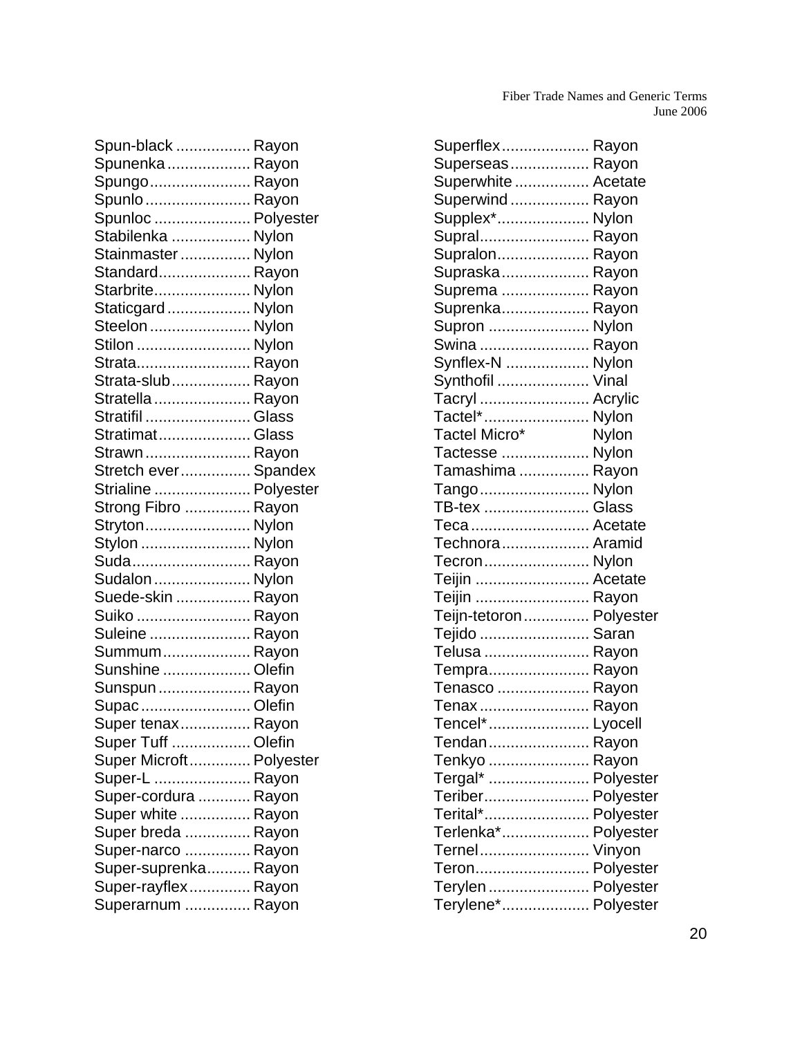Spun-black ................. Rayon
Spunenka ................... Rayon
Spungo ....................... Rayon
Spunlo ........................ Rayon
Spunloc ...................... Polyester
Stabilenka .................. Nylon
Stainmaster ................ Nylon
Standard ..................... Rayon
Starbrite ...................... Nylon
Staticgard ................... Nylon
Steelon ....................... Nylon
Stilon .......................... Nylon
Strata .......................... Rayon
Strata-slub .................. Rayon
Stratella ...................... Rayon
Stratifil ........................ Glass
Stratimat ..................... Glass
Strawn ........................ Rayon
Stretch ever ................ Spandex
Strialine ...................... Polyester
Strong Fibro ............... Rayon
Stryton ........................ Nylon
Stylon ......................... Nylon
Suda ........................... Rayon
Sudalon ...................... Nylon
Suede-skin ................. Rayon
Suiko .......................... Rayon
Suleine ....................... Rayon
Summum .................... Rayon
Sunshine .................... Olefin
Sunspun ..................... Rayon
Supac ......................... Olefin
Super tenax ................ Rayon
Super Tuff .................. Olefin
Super Microft .............. Polyester
Super-L ...................... Rayon
Super-cordura ............ Rayon
Super white ................ Rayon
Super breda ............... Rayon
Super-narco ............... Rayon
Super-suprenka .......... Rayon
Super-rayflex .............. Rayon
Superarnum ............... Rayon
Superflex .................... Rayon
Superseas .................. Rayon
Superwhite ................. Acetate
Superwind .................. Rayon
Supplex* ..................... Nylon
Supral ......................... Rayon
Supralon ..................... Rayon
Supraska .................... Rayon
Suprema .................... Rayon
Suprenka .................... Rayon
Supron ....................... Nylon
Swina ......................... Rayon
Synflex-N ................... Nylon
Synthofil ..................... Vinal
Tacryl ......................... Acrylic
Tactel* ........................ Nylon
Tactel Micro* Nylon
Tactesse .................... Nylon
Tamashima ................ Rayon
Tango ......................... Nylon
TB-tex ........................ Glass
Teca ........................... Acetate
Technora .................... Aramid
Tecron ........................ Nylon
Teijin .......................... Acetate
Teijin .......................... Rayon
Teijn-tetoron .............. Polyester
Tejido ......................... Saran
Telusa ........................ Rayon
Tempra ....................... Rayon
Tenasco ..................... Rayon
Tenax ......................... Rayon
Tencel* ....................... Lyocell
Tendan ....................... Rayon
Tenkyo ....................... Rayon
Tergal* ....................... Polyester
Teriber ........................ Polyester
Terital* ........................ Polyester
Terlenka* .................... Polyester
Ternel ......................... Vinyon
Teron .......................... Polyester
Terylen ....................... Polyester
Terylene* .................... Polyester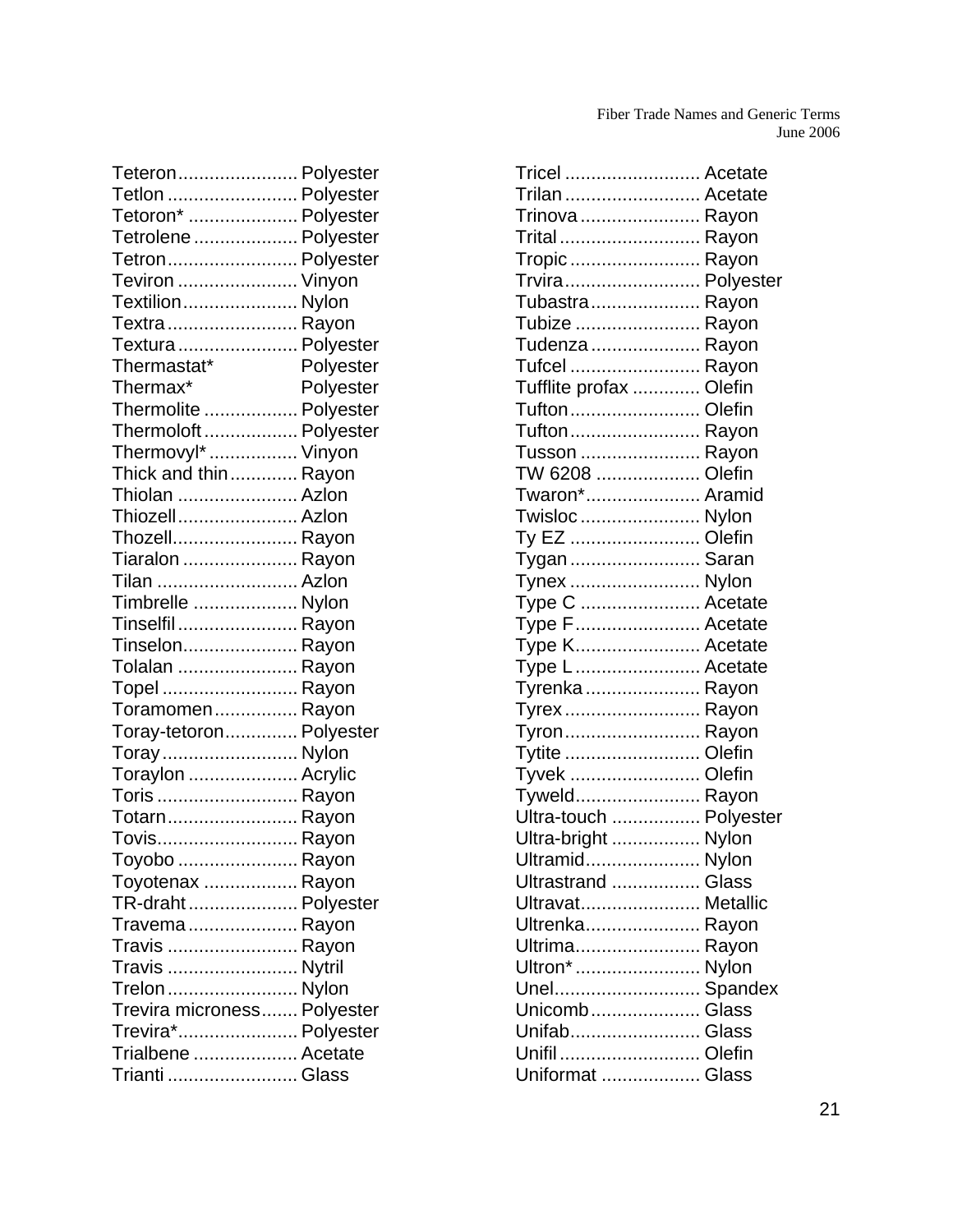| Trade Name | Generic Term |
|---|---|
| Teteron | Polyester |
| Tetlon | Polyester |
| Tetoron* | Polyester |
| Tetrolene | Polyester |
| Tetron | Polyester |
| Teviron | Vinyon |
| Textilion | Nylon |
| Textra | Rayon |
| Textura | Polyester |
| Thermastat* | Polyester |
| Thermax* | Polyester |
| Thermolite | Polyester |
| Thermoloft | Polyester |
| Thermovyl* | Vinyon |
| Thick and thin | Rayon |
| Thiolan | Azlon |
| Thiozell | Azlon |
| Thozell | Rayon |
| Tiaralon | Rayon |
| Tilan | Azlon |
| Timbrelle | Nylon |
| Tinselfil | Rayon |
| Tinselon | Rayon |
| Tolalan | Rayon |
| Topel | Rayon |
| Toramomen | Rayon |
| Toray-tetoron | Polyester |
| Toray | Nylon |
| Toraylon | Acrylic |
| Toris | Rayon |
| Totarn | Rayon |
| Tovis | Rayon |
| Toyobo | Rayon |
| Toyotenax | Rayon |
| TR-draht | Polyester |
| Travema | Rayon |
| Travis | Rayon |
| Travis | Nytril |
| Trelon | Nylon |
| Trevira microness | Polyester |
| Trevira* | Polyester |
| Trialbene | Acetate |
| Trianti | Glass |
| Tricel | Acetate |
| Trilan | Acetate |
| Trinova | Rayon |
| Trital | Rayon |
| Tropic | Rayon |
| Trvira | Polyester |
| Tubastra | Rayon |
| Tubize | Rayon |
| Tudenza | Rayon |
| Tufcel | Rayon |
| Tufflite profax | Olefin |
| Tufton | Olefin |
| Tufton | Rayon |
| Tusson | Rayon |
| TW 6208 | Olefin |
| Twaron* | Aramid |
| Twisloc | Nylon |
| Ty EZ | Olefin |
| Tygan | Saran |
| Tynex | Nylon |
| Type C | Acetate |
| Type F | Acetate |
| Type K | Acetate |
| Type L | Acetate |
| Tyrenka | Rayon |
| Tyrex | Rayon |
| Tyron | Rayon |
| Tytite | Olefin |
| Tyvek | Olefin |
| Tyweld | Rayon |
| Ultra-touch | Polyester |
| Ultra-bright | Nylon |
| Ultramid | Nylon |
| Ultrastrand | Glass |
| Ultravat | Metallic |
| Ultrenka | Rayon |
| Ultrima | Rayon |
| Ultron* | Nylon |
| Unel | Spandex |
| Unicomb | Glass |
| Unifab | Glass |
| Unifil | Olefin |
| Uniformat | Glass |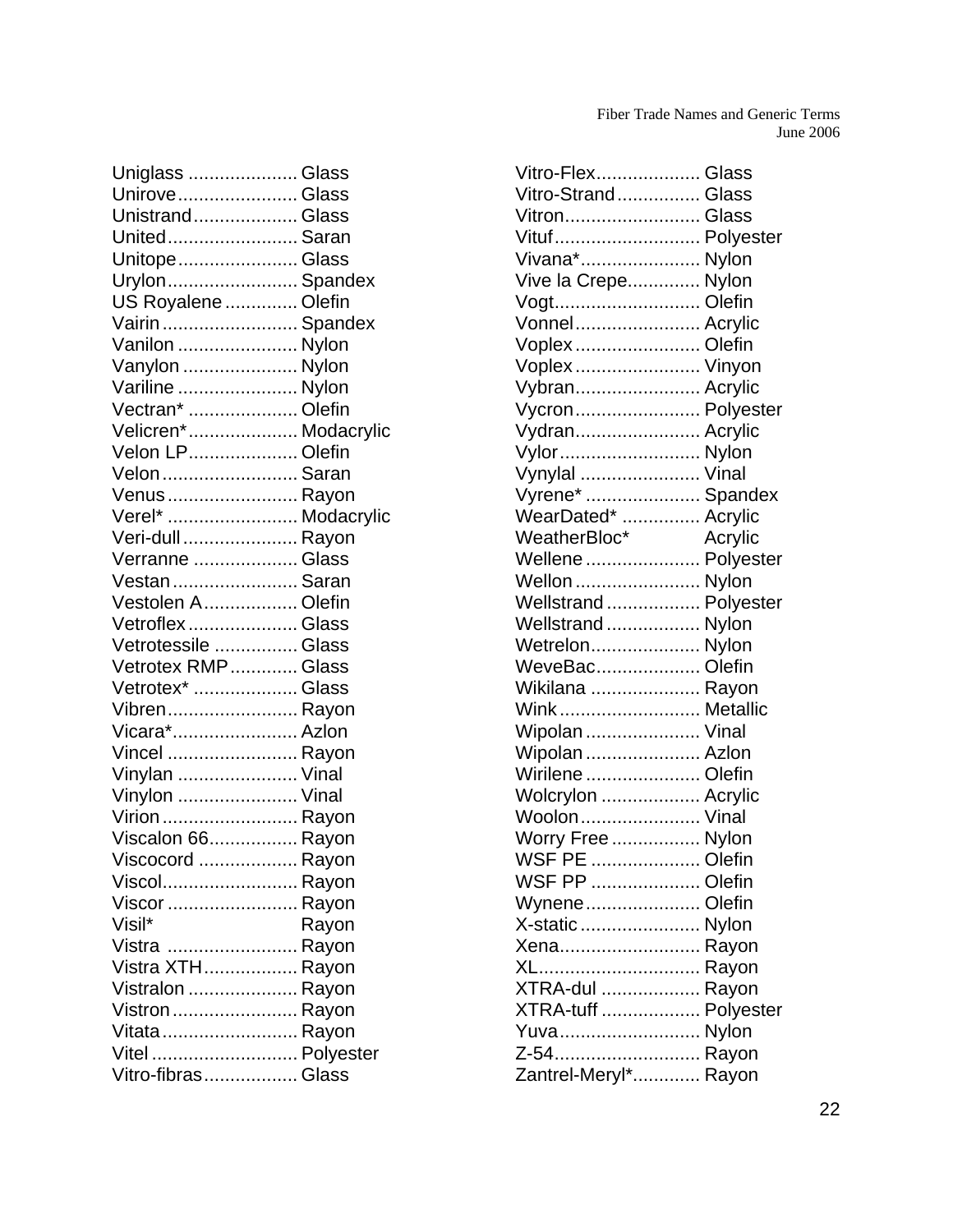| Trade Name | Generic Term |
|---|---|
| Uniglass | Glass |
| Unirove | Glass |
| Unistrand | Glass |
| United | Saran |
| Unitope | Glass |
| Urylon | Spandex |
| US Royalene | Olefin |
| Vairin | Spandex |
| Vanilon | Nylon |
| Vanylon | Nylon |
| Variline | Nylon |
| Vectran* | Olefin |
| Velicren* | Modacrylic |
| Velon LP | Olefin |
| Velon | Saran |
| Venus | Rayon |
| Verel* | Modacrylic |
| Veri-dull | Rayon |
| Verranne | Glass |
| Vestan | Saran |
| Vestolen A | Olefin |
| Vetroflex | Glass |
| Vetrotessile | Glass |
| Vetrotex RMP | Glass |
| Vetrotex* | Glass |
| Vibren | Rayon |
| Vicara* | Azlon |
| Vincel | Rayon |
| Vinylan | Vinal |
| Vinylon | Vinal |
| Virion | Rayon |
| Viscalon 66 | Rayon |
| Viscocord | Rayon |
| Viscol | Rayon |
| Viscor | Rayon |
| Visil* | Rayon |
| Vistra | Rayon |
| Vistra XTH | Rayon |
| Vistralon | Rayon |
| Vistron | Rayon |
| Vitata | Rayon |
| Vitel | Polyester |
| Vitro-fibras | Glass |
| Vitro-Flex | Glass |
| Vitro-Strand | Glass |
| Vitron | Glass |
| Vituf | Polyester |
| Vivana* | Nylon |
| Vive la Crepe | Nylon |
| Vogt | Olefin |
| Vonnel | Acrylic |
| Voplex | Olefin |
| Voplex | Vinyon |
| Vybran | Acrylic |
| Vycron | Polyester |
| Vydran | Acrylic |
| Vylor | Nylon |
| Vynylal | Vinal |
| Vyrene* | Spandex |
| WearDated* | Acrylic |
| WeatherBloc* | Acrylic |
| Wellene | Polyester |
| Wellon | Nylon |
| Wellstrand | Polyester |
| Wellstrand | Nylon |
| Wetrelon | Nylon |
| WeveBac | Olefin |
| Wikilana | Rayon |
| Wink | Metallic |
| Wipolan | Vinal |
| Wipolan | Azlon |
| Wirilene | Olefin |
| Wolcrylon | Acrylic |
| Woolon | Vinal |
| Worry Free | Nylon |
| WSF PE | Olefin |
| WSF PP | Olefin |
| Wynene | Olefin |
| X-static | Nylon |
| Xena | Rayon |
| XL | Rayon |
| XTRA-dul | Rayon |
| XTRA-tuff | Polyester |
| Yuva | Nylon |
| Z-54 | Rayon |
| Zantrel-Meryl* | Rayon |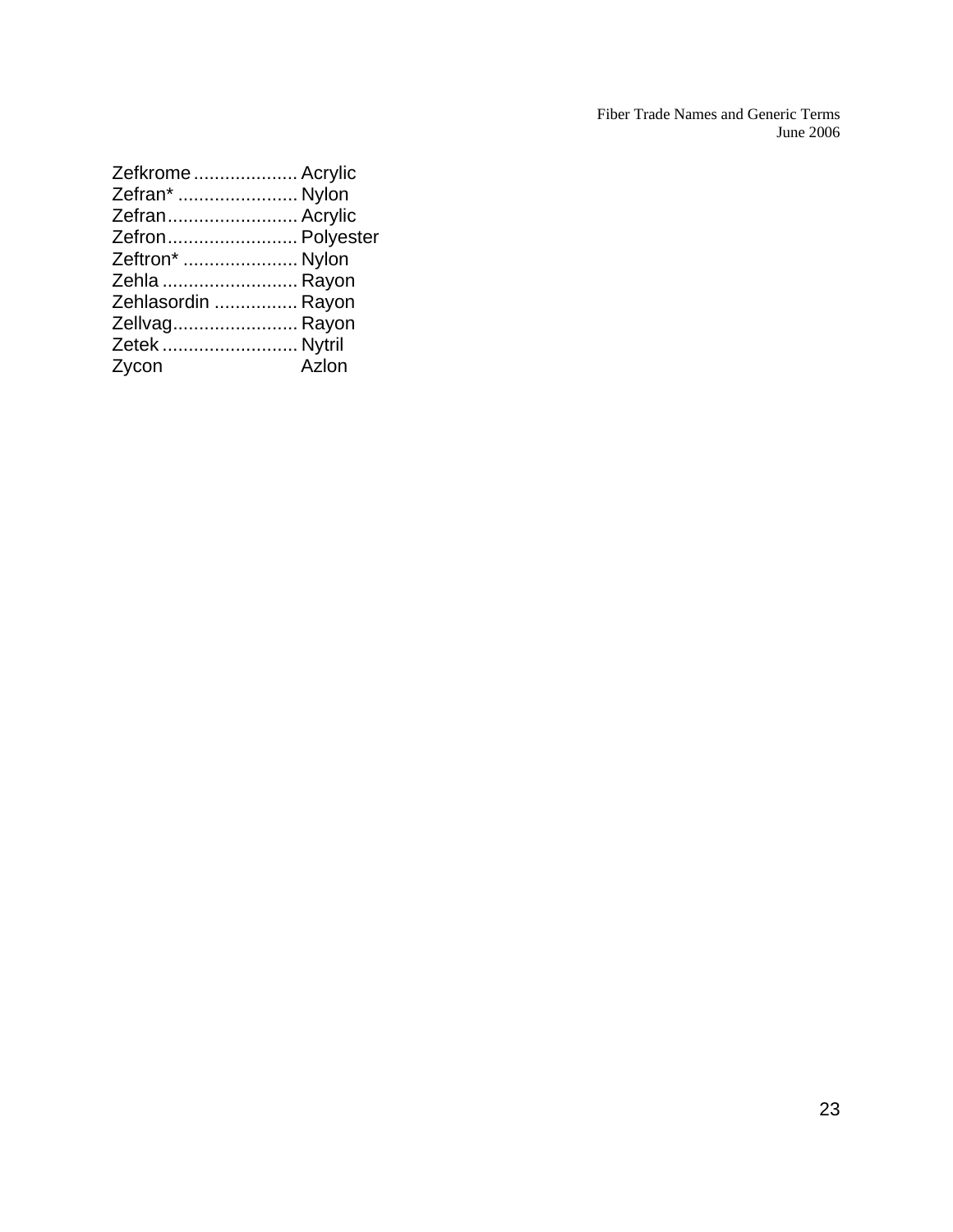Zefkrome .................... Acrylic
Zefran* ....................... Nylon
Zefran......................... Acrylic
Zefron......................... Polyester
Zeftron* ...................... Nylon
Zehla .......................... Rayon
Zehlasordin ................ Rayon
Zellvag........................ Rayon
Zetek .......................... Nytril
Zycon                           Azlon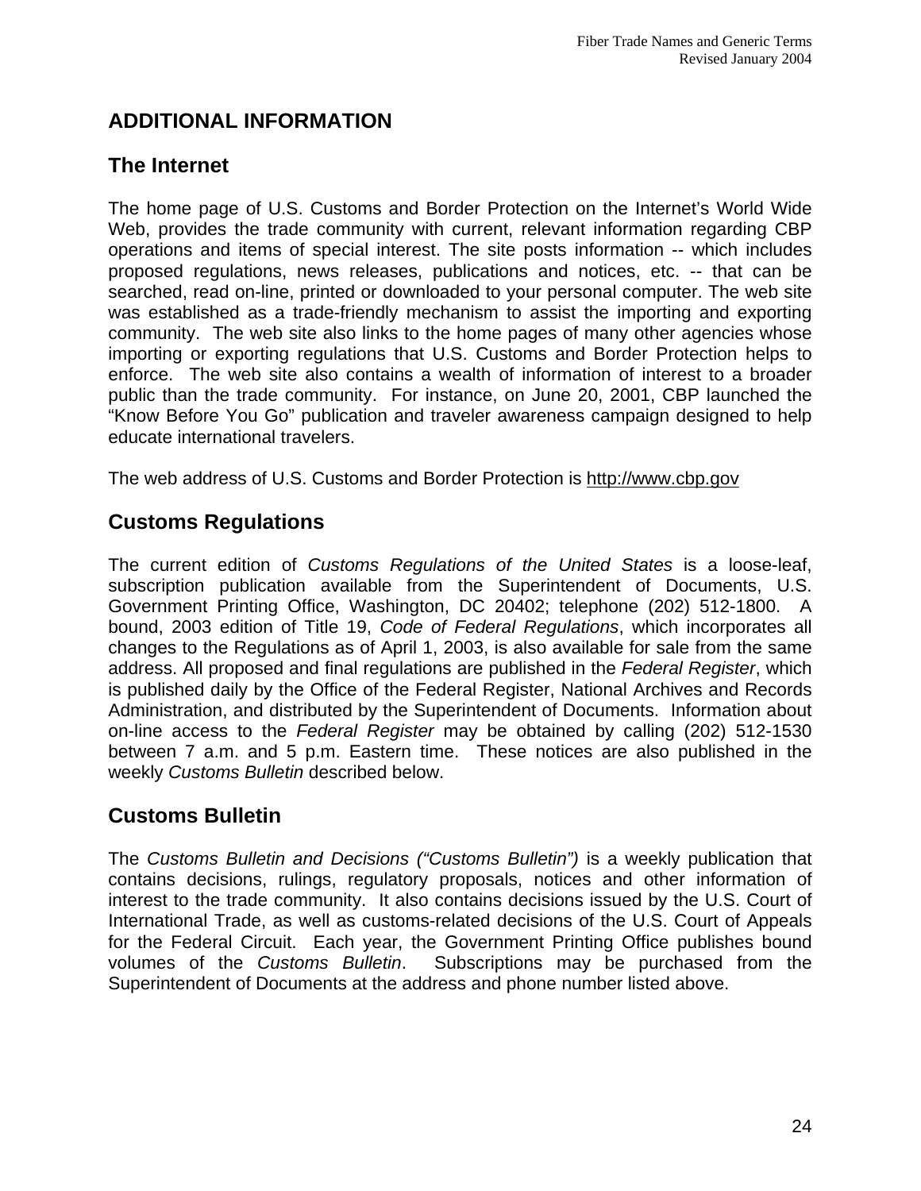# ADDITIONAL INFORMATION

## The Internet

The home page of U.S. Customs and Border Protection on the Internet's World Wide Web, provides the trade community with current, relevant information regarding CBP operations and items of special interest. The site posts information -- which includes proposed regulations, news releases, publications and notices, etc. -- that can be searched, read on-line, printed or downloaded to your personal computer. The web site was established as a trade-friendly mechanism to assist the importing and exporting community. The web site also links to the home pages of many other agencies whose importing or exporting regulations that U.S. Customs and Border Protection helps to enforce. The web site also contains a wealth of information of interest to a broader public than the trade community. For instance, on June 20, 2001, CBP launched the "Know Before You Go" publication and traveler awareness campaign designed to help educate international travelers.

The web address of U.S. Customs and Border Protection is http://www.cbp.gov

## Customs Regulations

The current edition of *Customs Regulations of the United States* is a loose-leaf, subscription publication available from the Superintendent of Documents, U.S. Government Printing Office, Washington, DC 20402; telephone (202) 512-1800. A bound, 2003 edition of Title 19, *Code of Federal Regulations*, which incorporates all changes to the Regulations as of April 1, 2003, is also available for sale from the same address. All proposed and final regulations are published in the *Federal Register*, which is published daily by the Office of the Federal Register, National Archives and Records Administration, and distributed by the Superintendent of Documents. Information about on-line access to the *Federal Register* may be obtained by calling (202) 512-1530 between 7 a.m. and 5 p.m. Eastern time. These notices are also published in the weekly *Customs Bulletin* described below.

## Customs Bulletin

The *Customs Bulletin and Decisions ("Customs Bulletin")* is a weekly publication that contains decisions, rulings, regulatory proposals, notices and other information of interest to the trade community. It also contains decisions issued by the U.S. Court of International Trade, as well as customs-related decisions of the U.S. Court of Appeals for the Federal Circuit. Each year, the Government Printing Office publishes bound volumes of the *Customs Bulletin*. Subscriptions may be purchased from the Superintendent of Documents at the address and phone number listed above.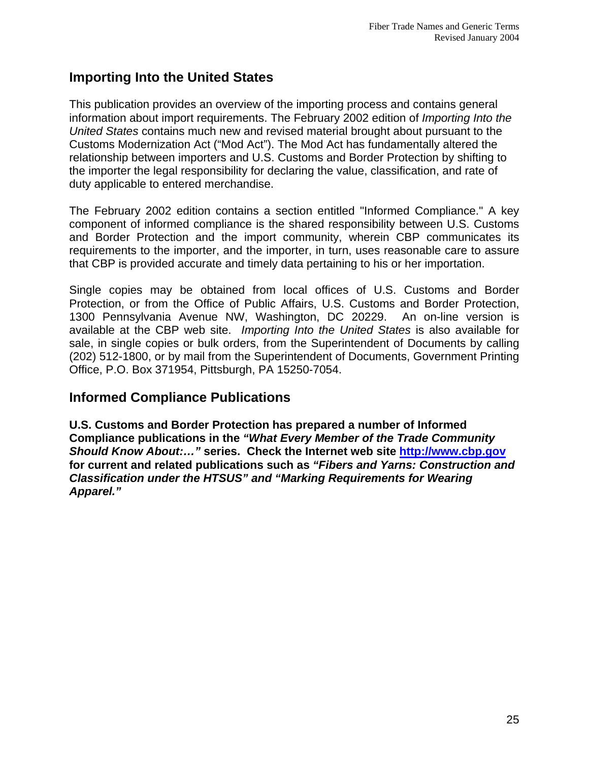## Importing Into the United States

This publication provides an overview of the importing process and contains general information about import requirements. The February 2002 edition of *Importing Into the United States* contains much new and revised material brought about pursuant to the Customs Modernization Act ("Mod Act"). The Mod Act has fundamentally altered the relationship between importers and U.S. Customs and Border Protection by shifting to the importer the legal responsibility for declaring the value, classification, and rate of duty applicable to entered merchandise.

The February 2002 edition contains a section entitled "Informed Compliance." A key component of informed compliance is the shared responsibility between U.S. Customs and Border Protection and the import community, wherein CBP communicates its requirements to the importer, and the importer, in turn, uses reasonable care to assure that CBP is provided accurate and timely data pertaining to his or her importation.

Single copies may be obtained from local offices of U.S. Customs and Border Protection, or from the Office of Public Affairs, U.S. Customs and Border Protection, 1300 Pennsylvania Avenue NW, Washington, DC 20229. An on-line version is available at the CBP web site. *Importing Into the United States* is also available for sale, in single copies or bulk orders, from the Superintendent of Documents by calling (202) 512-1800, or by mail from the Superintendent of Documents, Government Printing Office, P.O. Box 371954, Pittsburgh, PA 15250-7054.

## Informed Compliance Publications

**U.S. Customs and Border Protection has prepared a number of Informed Compliance publications in the *"What Every Member of the Trade Community Should Know About:…"* series. Check the Internet web site [http://www.cbp.gov](http://www.cbp.gov) for current and related publications such as *"Fibers and Yarns: Construction and Classification under the HTSUS" and "Marking Requirements for Wearing Apparel."***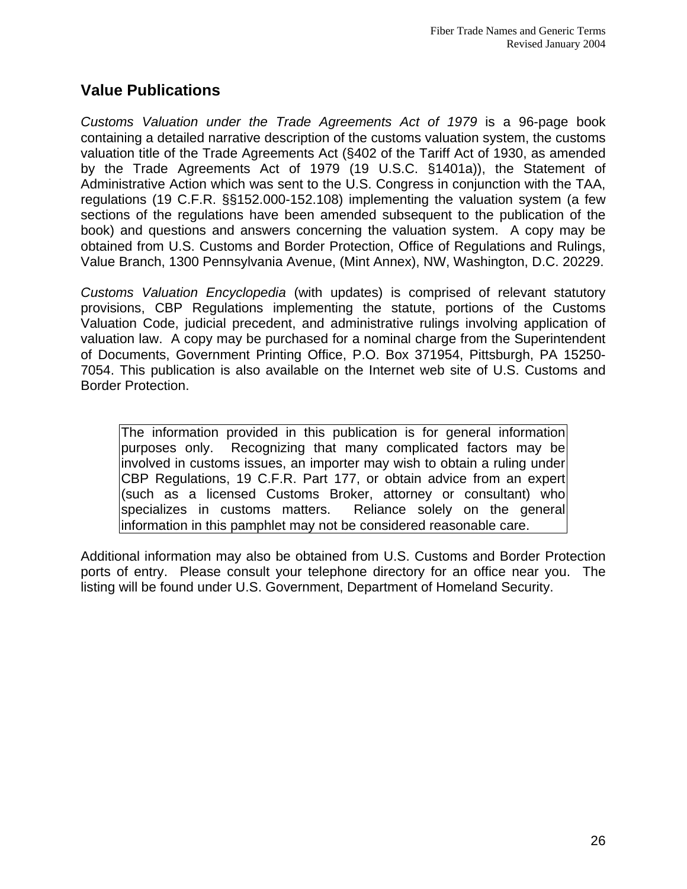## Value Publications

*Customs Valuation under the Trade Agreements Act of 1979* is a 96-page book containing a detailed narrative description of the customs valuation system, the customs valuation title of the Trade Agreements Act (§402 of the Tariff Act of 1930, as amended by the Trade Agreements Act of 1979 (19 U.S.C. §1401a)), the Statement of Administrative Action which was sent to the U.S. Congress in conjunction with the TAA, regulations (19 C.F.R. §§152.000-152.108) implementing the valuation system (a few sections of the regulations have been amended subsequent to the publication of the book) and questions and answers concerning the valuation system. A copy may be obtained from U.S. Customs and Border Protection, Office of Regulations and Rulings, Value Branch, 1300 Pennsylvania Avenue, (Mint Annex), NW, Washington, D.C. 20229.

*Customs Valuation Encyclopedia* (with updates) is comprised of relevant statutory provisions, CBP Regulations implementing the statute, portions of the Customs Valuation Code, judicial precedent, and administrative rulings involving application of valuation law. A copy may be purchased for a nominal charge from the Superintendent of Documents, Government Printing Office, P.O. Box 371954, Pittsburgh, PA 15250-7054. This publication is also available on the Internet web site of U.S. Customs and Border Protection.

> The information provided in this publication is for general information purposes only. Recognizing that many complicated factors may be involved in customs issues, an importer may wish to obtain a ruling under CBP Regulations, 19 C.F.R. Part 177, or obtain advice from an expert (such as a licensed Customs Broker, attorney or consultant) who specializes in customs matters. Reliance solely on the general information in this pamphlet may not be considered reasonable care.

Additional information may also be obtained from U.S. Customs and Border Protection ports of entry. Please consult your telephone directory for an office near you. The listing will be found under U.S. Government, Department of Homeland Security.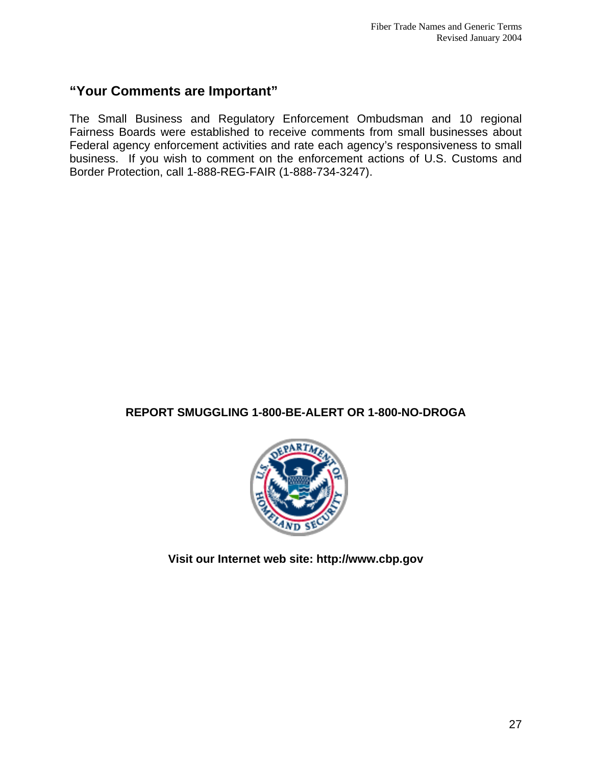## "Your Comments are Important"

The Small Business and Regulatory Enforcement Ombudsman and 10 regional Fairness Boards were established to receive comments from small businesses about Federal agency enforcement activities and rate each agency's responsiveness to small business. If you wish to comment on the enforcement actions of U.S. Customs and Border Protection, call 1-888-REG-FAIR (1-888-734-3247).

**REPORT SMUGGLING 1-800-BE-ALERT OR 1-800-NO-DROGA**

**Visit our Internet web site: http://www.cbp.gov**